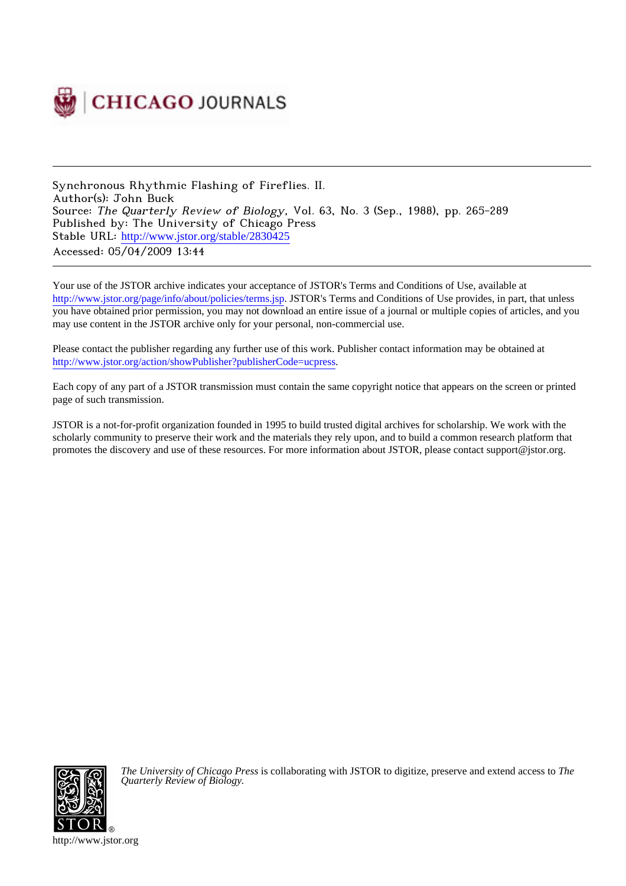CHICAGO JOURNALS

Synchronous Rhythmic Flashing of Fireflies. II.
Author(s): John Buck
Source: *The Quarterly Review of Biology*, Vol. 63, No. 3 (Sep., 1988), pp. 265-289
Published by: The University of Chicago Press
Stable URL: http://www.jstor.org/stable/2830425
Accessed: 05/04/2009 13:44

Your use of the JSTOR archive indicates your acceptance of JSTOR's Terms and Conditions of Use, available at http://www.jstor.org/page/info/about/policies/terms.jsp. JSTOR's Terms and Conditions of Use provides, in part, that unless you have obtained prior permission, you may not download an entire issue of a journal or multiple copies of articles, and you may use content in the JSTOR archive only for your personal, non-commercial use.

Please contact the publisher regarding any further use of this work. Publisher contact information may be obtained at http://www.jstor.org/action/showPublisher?publisherCode=ucpress.

Each copy of any part of a JSTOR transmission must contain the same copyright notice that appears on the screen or printed page of such transmission.

JSTOR is a not-for-profit organization founded in 1995 to build trusted digital archives for scholarship. We work with the scholarly community to preserve their work and the materials they rely upon, and to build a common research platform that promotes the discovery and use of these resources. For more information about JSTOR, please contact support@jstor.org.

*The University of Chicago Press* is collaborating with JSTOR to digitize, preserve and extend access to *The Quarterly Review of Biology.*

http://www.jstor.org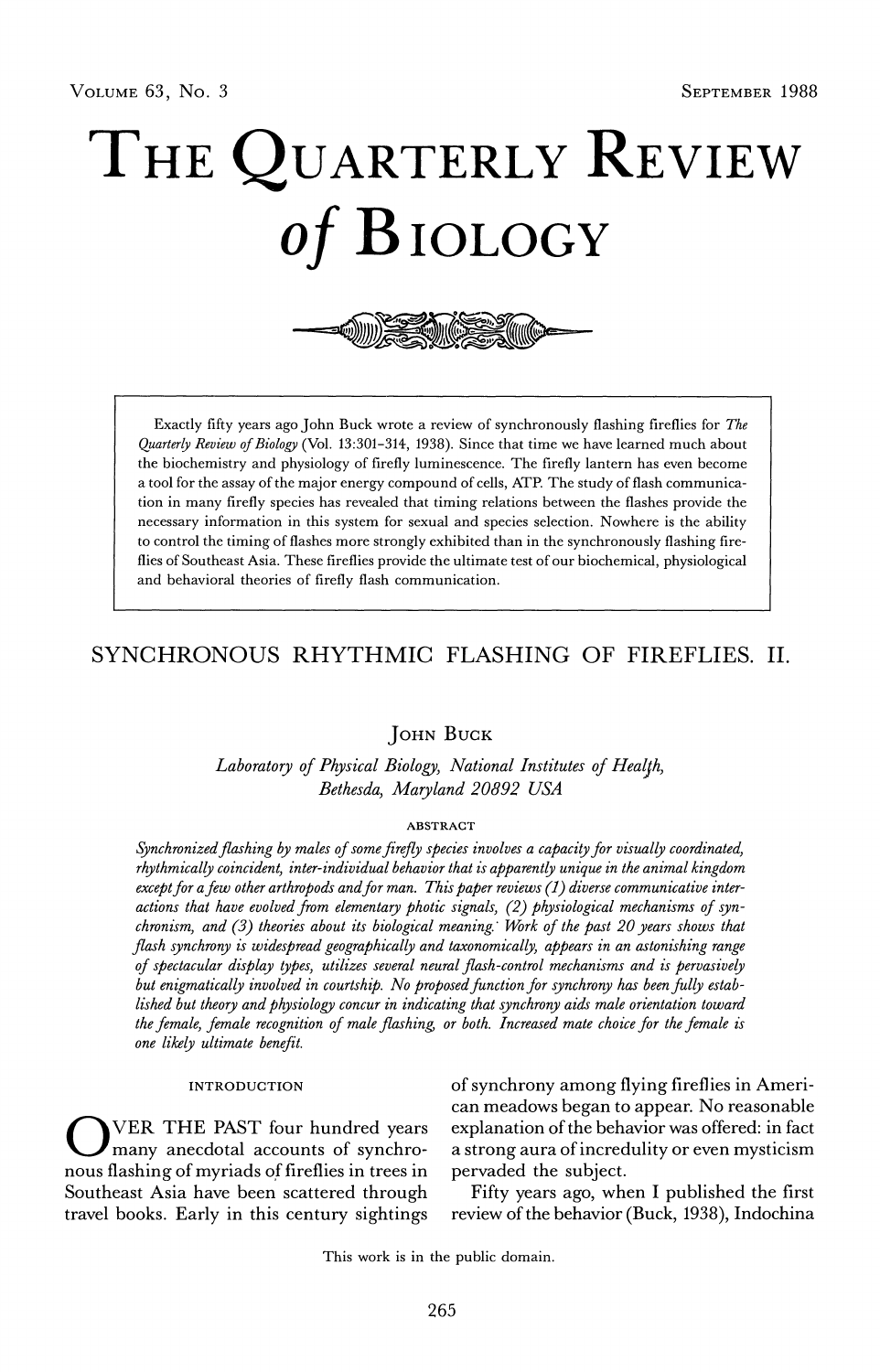# THE QUARTERLY REVIEW *of* BIOLOGY

Exactly fifty years ago John Buck wrote a review of synchronously flashing fireflies for *The Quarterly Review of Biology* (Vol. 13:301–314, 1938). Since that time we have learned much about the biochemistry and physiology of firefly luminescence. The firefly lantern has even become a tool for the assay of the major energy compound of cells, ATP. The study of flash communication in many firefly species has revealed that timing relations between the flashes provide the necessary information in this system for sexual and species selection. Nowhere is the ability to control the timing of flashes more strongly exhibited than in the synchronously flashing fireflies of Southeast Asia. These fireflies provide the ultimate test of our biochemical, physiological and behavioral theories of firefly flash communication.

## SYNCHRONOUS RHYTHMIC FLASHING OF FIREFLIES. II.

JOHN BUCK

*Laboratory of Physical Biology, National Institutes of Health, Bethesda, Maryland 20892 USA*

ABSTRACT

*Synchronized flashing by males of some firefly species involves a capacity for visually coordinated, rhythmically coincident, inter-individual behavior that is apparently unique in the animal kingdom except for a few other arthropods and for man. This paper reviews (1) diverse communicative interactions that have evolved from elementary photic signals, (2) physiological mechanisms of synchronism, and (3) theories about its biological meaning. Work of the past 20 years shows that flash synchrony is widespread geographically and taxonomically, appears in an astonishing range of spectacular display types, utilizes several neural flash-control mechanisms and is pervasively but enigmatically involved in courtship. No proposed function for synchrony has been fully established but theory and physiology concur in indicating that synchrony aids male orientation toward the female, female recognition of male flashing, or both. Increased mate choice for the female is one likely ultimate benefit.*

### INTRODUCTION

OVER THE PAST four hundred years many anecdotal accounts of synchronous flashing of myriads of fireflies in trees in Southeast Asia have been scattered through travel books. Early in this century sightings of synchrony among flying fireflies in American meadows began to appear. No reasonable explanation of the behavior was offered: in fact a strong aura of incredulity or even mysticism pervaded the subject.

Fifty years ago, when I published the first review of the behavior (Buck, 1938), Indochina

This work is in the public domain.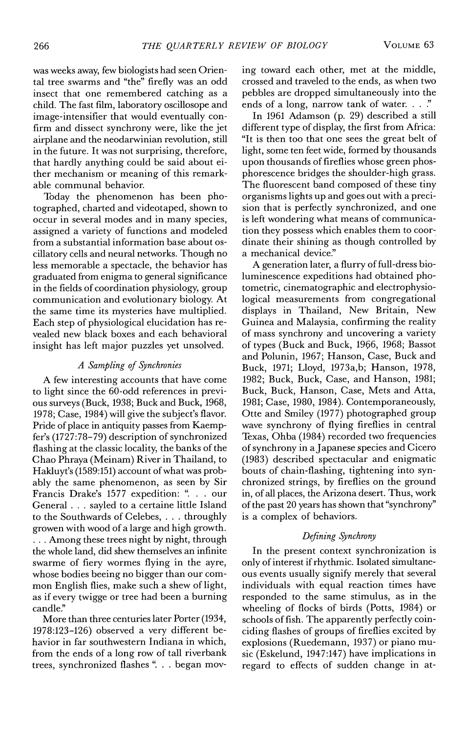was weeks away, few biologists had seen Oriental tree swarms and "the" firefly was an odd insect that one remembered catching as a child. The fast film, laboratory oscillosope and image-intensifier that would eventually confirm and dissect synchrony were, like the jet airplane and the neodarwinian revolution, still in the future. It was not surprising, therefore, that hardly anything could be said about either mechanism or meaning of this remarkable communal behavior.

Today the phenomenon has been photographed, charted and videotaped, shown to occur in several modes and in many species, assigned a variety of functions and modeled from a substantial information base about oscillatory cells and neural networks. Though no less memorable a spectacle, the behavior has graduated from enigma to general significance in the fields of coordination physiology, group communication and evolutionary biology. At the same time its mysteries have multiplied. Each step of physiological elucidation has revealed new black boxes and each behavioral insight has left major puzzles yet unsolved.

### *A Sampling of Synchronies*

A few interesting accounts that have come to light since the 60-odd references in previous surveys (Buck, 1938; Buck and Buck, 1968, 1978; Case, 1984) will give the subject's flavor. Pride of place in antiquity passes from Kaempfer's (1727:78–79) description of synchronized flashing at the classic locality, the banks of the Chao Phraya (Meinam) River in Thailand, to Hakluyt's (1589:151) account of what was probably the same phenomenon, as seen by Sir Francis Drake's 1577 expedition: ". . . our General . . . sayled to a certaine little Island to the Southwards of Celebes, . . . throughly growen with wood of a large and high growth. . . . Among these trees night by night, through the whole land, did shew themselves an infinite swarme of fiery wormes flying in the ayre, whose bodies beeing no bigger than our common English flies, make such a shew of light, as if every twigge or tree had been a burning candle."

More than three centuries later Porter (1934, 1978:123–126) observed a very different behavior in far southwestern Indiana in which, from the ends of a long row of tall riverbank trees, synchronized flashes ". . . began moving toward each other, met at the middle, crossed and traveled to the ends, as when two pebbles are dropped simultaneously into the ends of a long, narrow tank of water. . . ."

In 1961 Adamson (p. 29) described a still different type of display, the first from Africa: "It is then too that one sees the great belt of light, some ten feet wide, formed by thousands upon thousands of fireflies whose green phosphorescence bridges the shoulder-high grass. The fluorescent band composed of these tiny organisms lights up and goes out with a precision that is perfectly synchronized, and one is left wondering what means of communication they possess which enables them to coordinate their shining as though controlled by a mechanical device."

A generation later, a flurry of full-dress bioluminescence expeditions had obtained photometric, cinematographic and electrophysiological measurements from congregational displays in Thailand, New Britain, New Guinea and Malaysia, confirming the reality of mass synchrony and uncovering a variety of types (Buck and Buck, 1966, 1968; Bassot and Polunin, 1967; Hanson, Case, Buck and Buck, 1971; Lloyd, 1973a,b; Hanson, 1978, 1982; Buck, Buck, Case, and Hanson, 1981; Buck, Buck, Hanson, Case, Mets and Atta, 1981; Case, 1980, 1984). Contemporaneously, Otte and Smiley (1977) photographed group wave synchrony of flying fireflies in central Texas, Ohba (1984) recorded two frequencies of synchrony in a Japanese species and Cicero (1983) described spectacular and enigmatic bouts of chain-flashing, tightening into synchronized strings, by fireflies on the ground in, of all places, the Arizona desert. Thus, work of the past 20 years has shown that "synchrony" is a complex of behaviors.

### *Defining Synchrony*

In the present context synchronization is only of interest if rhythmic. Isolated simultaneous events usually signify merely that several individuals with equal reaction times have responded to the same stimulus, as in the wheeling of flocks of birds (Potts, 1984) or schools of fish. The apparently perfectly coinciding flashes of groups of fireflies excited by explosions (Ruedemann, 1937) or piano music (Eskelund, 1947:147) have implications in regard to effects of sudden change in at-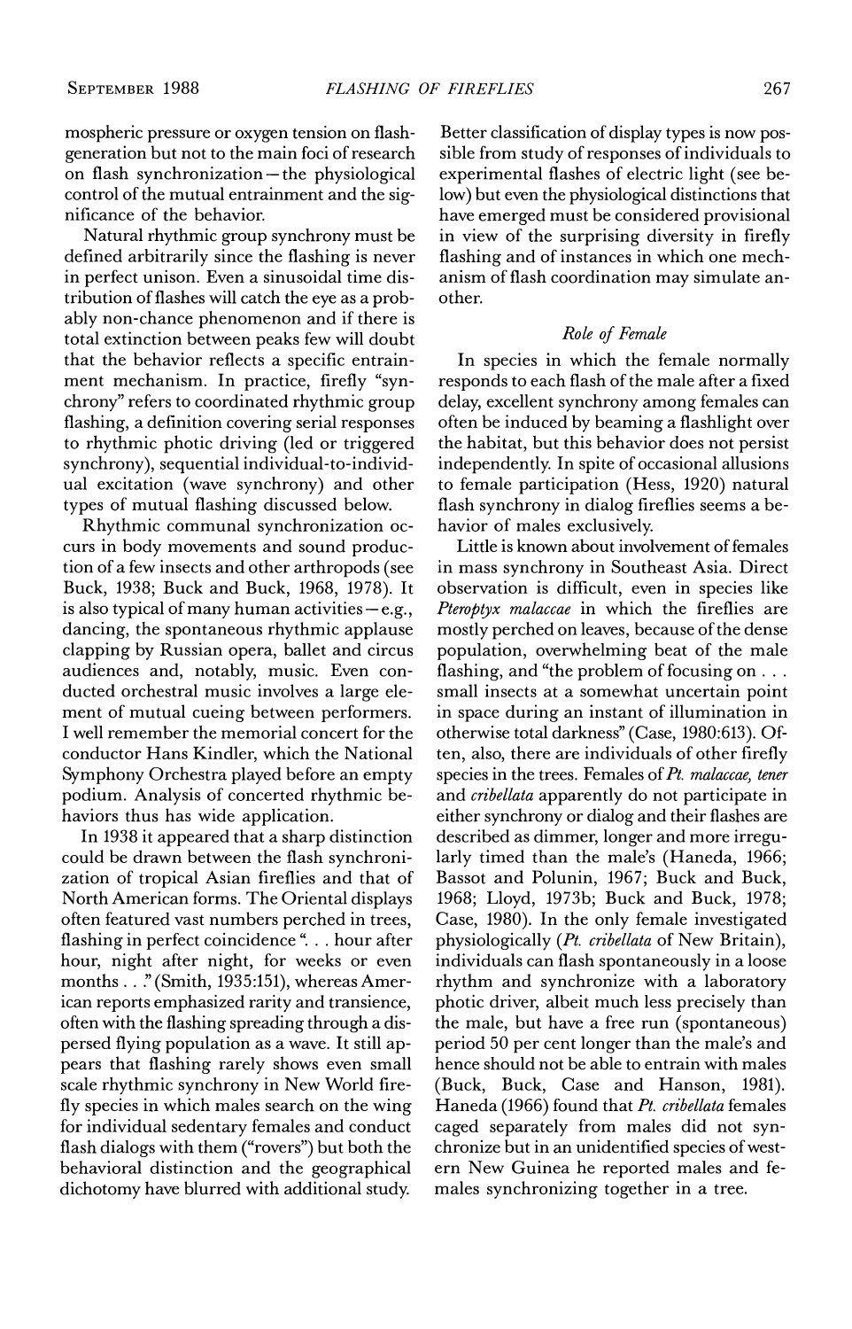mospheric pressure or oxygen tension on flash-generation but not to the main foci of research on flash synchronization—the physiological control of the mutual entrainment and the significance of the behavior.

Natural rhythmic group synchrony must be defined arbitrarily since the flashing is never in perfect unison. Even a sinusoidal time distribution of flashes will catch the eye as a probably non-chance phenomenon and if there is total extinction between peaks few will doubt that the behavior reflects a specific entrainment mechanism. In practice, firefly "synchrony" refers to coordinated rhythmic group flashing, a definition covering serial responses to rhythmic photic driving (led or triggered synchrony), sequential individual-to-individual excitation (wave synchrony) and other types of mutual flashing discussed below.

Rhythmic communal synchronization occurs in body movements and sound production of a few insects and other arthropods (see Buck, 1938; Buck and Buck, 1968, 1978). It is also typical of many human activities—e.g., dancing, the spontaneous rhythmic applause clapping by Russian opera, ballet and circus audiences and, notably, music. Even conducted orchestral music involves a large element of mutual cueing between performers. I well remember the memorial concert for the conductor Hans Kindler, which the National Symphony Orchestra played before an empty podium. Analysis of concerted rhythmic behaviors thus has wide application.

In 1938 it appeared that a sharp distinction could be drawn between the flash synchronization of tropical Asian fireflies and that of North American forms. The Oriental displays often featured vast numbers perched in trees, flashing in perfect coincidence ". . . hour after hour, night after night, for weeks or even months . . ." (Smith, 1935:151), whereas American reports emphasized rarity and transience, often with the flashing spreading through a dispersed flying population as a wave. It still appears that flashing rarely shows even small scale rhythmic synchrony in New World firefly species in which males search on the wing for individual sedentary females and conduct flash dialogs with them ("rovers") but both the behavioral distinction and the geographical dichotomy have blurred with additional study. Better classification of display types is now possible from study of responses of individuals to experimental flashes of electric light (see below) but even the physiological distinctions that have emerged must be considered provisional in view of the surprising diversity in firefly flashing and of instances in which one mechanism of flash coordination may simulate another.

### *Role of Female*

In species in which the female normally responds to each flash of the male after a fixed delay, excellent synchrony among females can often be induced by beaming a flashlight over the habitat, but this behavior does not persist independently. In spite of occasional allusions to female participation (Hess, 1920) natural flash synchrony in dialog fireflies seems a behavior of males exclusively.

Little is known about involvement of females in mass synchrony in Southeast Asia. Direct observation is difficult, even in species like *Pteroptyx malaccae* in which the fireflies are mostly perched on leaves, because of the dense population, overwhelming beat of the male flashing, and "the problem of focusing on . . . small insects at a somewhat uncertain point in space during an instant of illumination in otherwise total darkness" (Case, 1980:613). Often, also, there are individuals of other firefly species in the trees. Females of *Pt. malaccae, tener* and *cribellata* apparently do not participate in either synchrony or dialog and their flashes are described as dimmer, longer and more irregularly timed than the male's (Haneda, 1966; Bassot and Polunin, 1967; Buck and Buck, 1968; Lloyd, 1973b; Buck and Buck, 1978; Case, 1980). In the only female investigated physiologically (*Pt. cribellata* of New Britain), individuals can flash spontaneously in a loose rhythm and synchronize with a laboratory photic driver, albeit much less precisely than the male, but have a free run (spontaneous) period 50 per cent longer than the male's and hence should not be able to entrain with males (Buck, Buck, Case and Hanson, 1981). Haneda (1966) found that *Pt. cribellata* females caged separately from males did not synchronize but in an unidentified species of western New Guinea he reported males and females synchronizing together in a tree.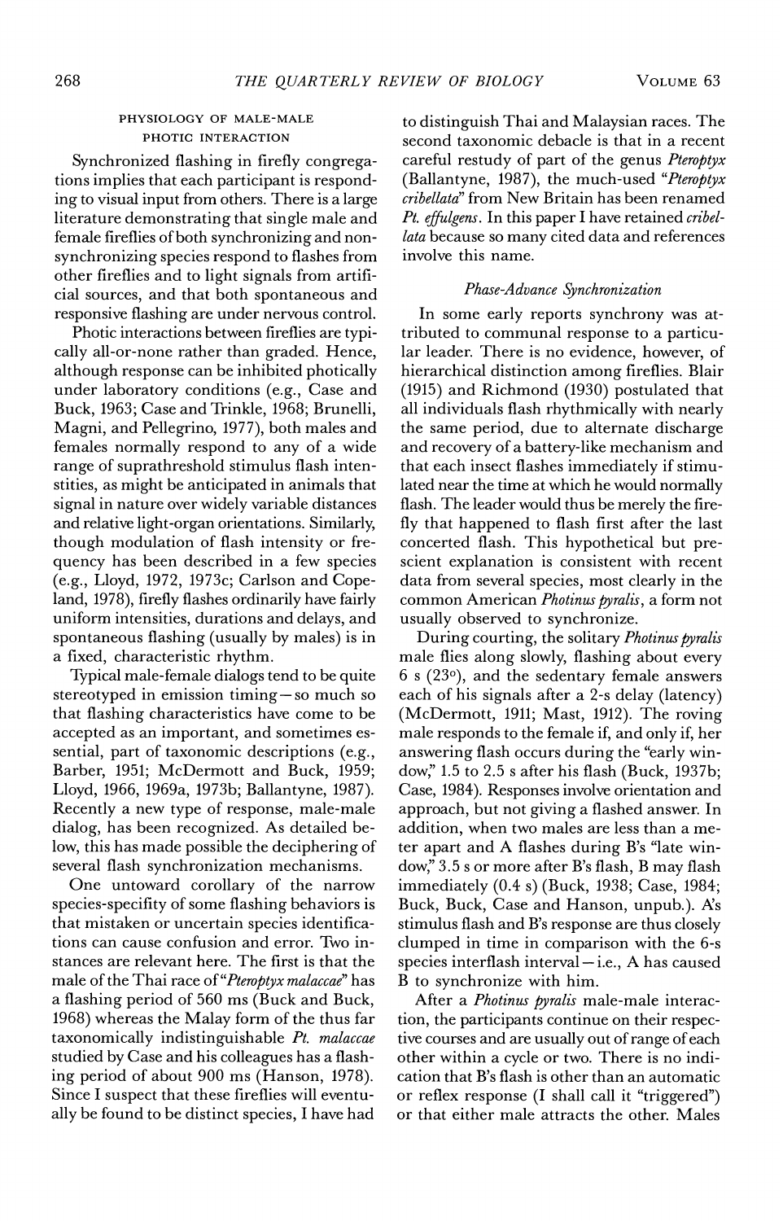### PHYSIOLOGY OF MALE-MALE PHOTIC INTERACTION

Synchronized flashing in firefly congregations implies that each participant is responding to visual input from others. There is a large literature demonstrating that single male and female fireflies of both synchronizing and nonsynchronizing species respond to flashes from other fireflies and to light signals from artificial sources, and that both spontaneous and responsive flashing are under nervous control.

Photic interactions between fireflies are typically all-or-none rather than graded. Hence, although response can be inhibited photically under laboratory conditions (e.g., Case and Buck, 1963; Case and Trinkle, 1968; Brunelli, Magni, and Pellegrino, 1977), both males and females normally respond to any of a wide range of suprathreshold stimulus flash intensities, as might be anticipated in animals that signal in nature over widely variable distances and relative light-organ orientations. Similarly, though modulation of flash intensity or frequency has been described in a few species (e.g., Lloyd, 1972, 1973c; Carlson and Copeland, 1978), firefly flashes ordinarily have fairly uniform intensities, durations and delays, and spontaneous flashing (usually by males) is in a fixed, characteristic rhythm.

Typical male-female dialogs tend to be quite stereotyped in emission timing—so much so that flashing characteristics have come to be accepted as an important, and sometimes essential, part of taxonomic descriptions (e.g., Barber, 1951; McDermott and Buck, 1959; Lloyd, 1966, 1969a, 1973b; Ballantyne, 1987). Recently a new type of response, male-male dialog, has been recognized. As detailed below, this has made possible the deciphering of several flash synchronization mechanisms.

One untoward corollary of the narrow species-specifity of some flashing behaviors is that mistaken or uncertain species identifications can cause confusion and error. Two instances are relevant here. The first is that the male of the Thai race of "*Pteroptyx malaccae*" has a flashing period of 560 ms (Buck and Buck, 1968) whereas the Malay form of the thus far taxonomically indistinguishable *Pt. malaccae* studied by Case and his colleagues has a flashing period of about 900 ms (Hanson, 1978). Since I suspect that these fireflies will eventually be found to be distinct species, I have had to distinguish Thai and Malaysian races. The second taxonomic debacle is that in a recent careful restudy of part of the genus *Pteroptyx* (Ballantyne, 1987), the much-used "*Pteroptyx cribellata*" from New Britain has been renamed *Pt. effulgens*. In this paper I have retained *cribellata* because so many cited data and references involve this name.

#### *Phase-Advance Synchronization*

In some early reports synchrony was attributed to communal response to a particular leader. There is no evidence, however, of hierarchical distinction among fireflies. Blair (1915) and Richmond (1930) postulated that all individuals flash rhythmically with nearly the same period, due to alternate discharge and recovery of a battery-like mechanism and that each insect flashes immediately if stimulated near the time at which he would normally flash. The leader would thus be merely the firefly that happened to flash first after the last concerted flash. This hypothetical but prescient explanation is consistent with recent data from several species, most clearly in the common American *Photinus pyralis*, a form not usually observed to synchronize.

During courting, the solitary *Photinus pyralis* male flies along slowly, flashing about every 6 s (23°), and the sedentary female answers each of his signals after a 2-s delay (latency) (McDermott, 1911; Mast, 1912). The roving male responds to the female if, and only if, her answering flash occurs during the "early window," 1.5 to 2.5 s after his flash (Buck, 1937b; Case, 1984). Responses involve orientation and approach, but not giving a flashed answer. In addition, when two males are less than a meter apart and A flashes during B's "late window," 3.5 s or more after B's flash, B may flash immediately (0.4 s) (Buck, 1938; Case, 1984; Buck, Buck, Case and Hanson, unpub.). A's stimulus flash and B's response are thus closely clumped in time in comparison with the 6-s species interflash interval—i.e., A has caused B to synchronize with him.

After a *Photinus pyralis* male-male interaction, the participants continue on their respective courses and are usually out of range of each other within a cycle or two. There is no indication that B's flash is other than an automatic or reflex response (I shall call it "triggered") or that either male attracts the other. Males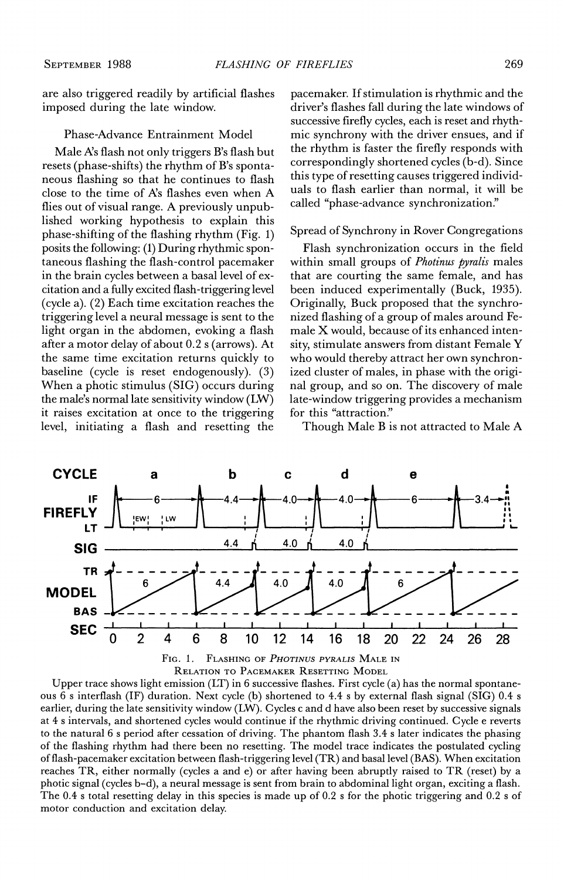are also triggered readily by artificial flashes imposed during the late window.

### Phase-Advance Entrainment Model

Male A's flash not only triggers B's flash but resets (phase-shifts) the rhythm of B's spontaneous flashing so that he continues to flash close to the time of A's flashes even when A flies out of visual range. A previously unpublished working hypothesis to explain this phase-shifting of the flashing rhythm (Fig. 1) posits the following: (1) During rhythmic spontaneous flashing the flash-control pacemaker in the brain cycles between a basal level of excitation and a fully excited flash-triggering level (cycle a). (2) Each time excitation reaches the triggering level a neural message is sent to the light organ in the abdomen, evoking a flash after a motor delay of about 0.2 s (arrows). At the same time excitation returns quickly to baseline (cycle is reset endogenously). (3) When a photic stimulus (SIG) occurs during the male's normal late sensitivity window (LW) it raises excitation at once to the triggering level, initiating a flash and resetting the pacemaker. If stimulation is rhythmic and the driver's flashes fall during the late windows of successive firefly cycles, each is reset and rhythmic synchrony with the driver ensues, and if the rhythm is faster the firefly responds with correspondingly shortened cycles (b-d). Since this type of resetting causes triggered individuals to flash earlier than normal, it will be called "phase-advance synchronization."

### Spread of Synchrony in Rover Congregations

Flash synchronization occurs in the field within small groups of *Photinus pyralis* males that are courting the same female, and has been induced experimentally (Buck, 1935). Originally, Buck proposed that the synchronized flashing of a group of males around Female X would, because of its enhanced intensity, stimulate answers from distant Female Y who would thereby attract her own synchronized cluster of males, in phase with the original group, and so on. The discovery of male late-window triggering provides a mechanism for this "attraction."

Though Male B is not attracted to Male A

Fig. 1. Flashing of *Photinus pyralis* Male in Relation to Pacemaker Resetting Model

Upper trace shows light emission (LT) in 6 successive flashes. First cycle (a) has the normal spontaneous 6 s interflash (IF) duration. Next cycle (b) shortened to 4.4 s by external flash signal (SIG) 0.4 s earlier, during the late sensitivity window (LW). Cycles c and d have also been reset by successive signals at 4 s intervals, and shortened cycles would continue if the rhythmic driving continued. Cycle e reverts to the natural 6 s period after cessation of driving. The phantom flash 3.4 s later indicates the phasing of the flashing rhythm had there been no resetting. The model trace indicates the postulated cycling of flash-pacemaker excitation between flash-triggering level (TR) and basal level (BAS). When excitation reaches TR, either normally (cycles a and e) or after having been abruptly raised to TR (reset) by a photic signal (cycles b-d), a neural message is sent from brain to abdominal light organ, exciting a flash. The 0.4 s total resetting delay in this species is made up of 0.2 s for the photic triggering and 0.2 s of motor conduction and excitation delay.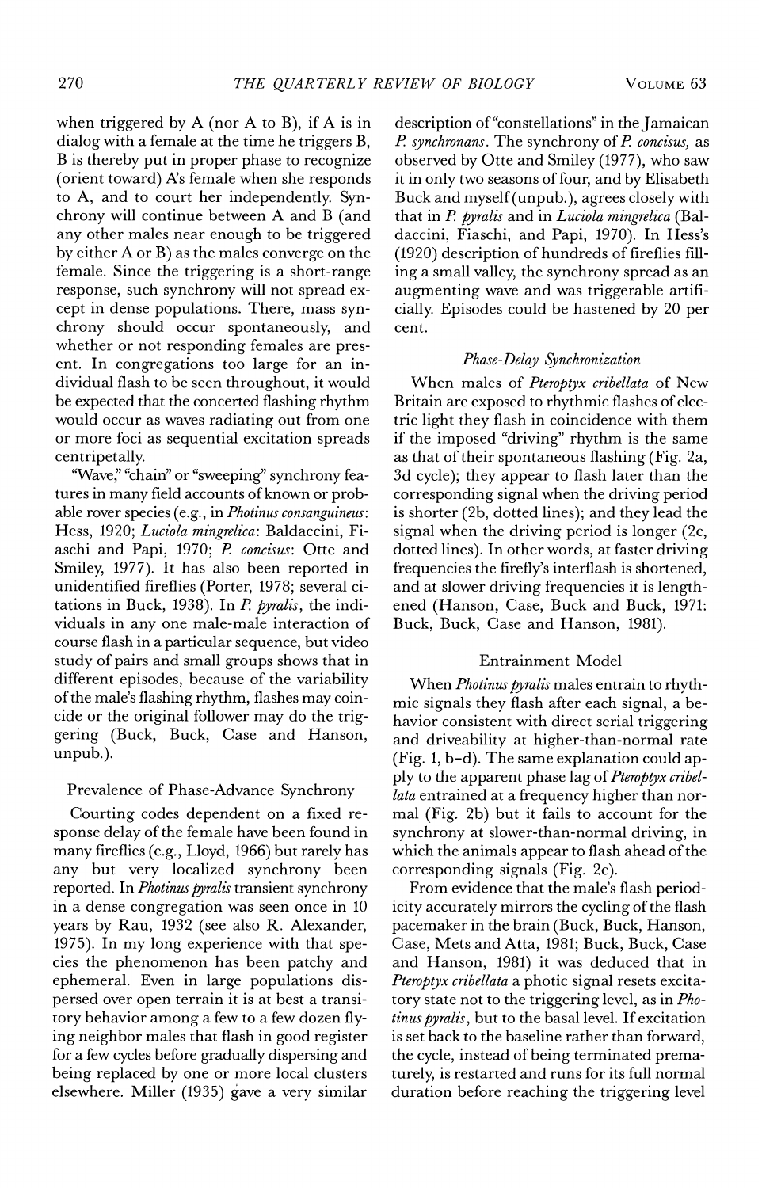when triggered by A (nor A to B), if A is in dialog with a female at the time he triggers B, B is thereby put in proper phase to recognize (orient toward) A's female when she responds to A, and to court her independently. Synchrony will continue between A and B (and any other males near enough to be triggered by either A or B) as the males converge on the female. Since the triggering is a short-range response, such synchrony will not spread except in dense populations. There, mass synchrony should occur spontaneously, and whether or not responding females are present. In congregations too large for an individual flash to be seen throughout, it would be expected that the concerted flashing rhythm would occur as waves radiating out from one or more foci as sequential excitation spreads centripetally.

"Wave," "chain" or "sweeping" synchrony features in many field accounts of known or probable rover species (e.g., in *Photinus consanguineus*: Hess, 1920; *Luciola mingrelica*: Baldaccini, Fiaschi and Papi, 1970; *P. concisus*: Otte and Smiley, 1977). It has also been reported in unidentified fireflies (Porter, 1978; several citations in Buck, 1938). In *P. pyralis*, the individuals in any one male-male interaction of course flash in a particular sequence, but video study of pairs and small groups shows that in different episodes, because of the variability of the male's flashing rhythm, flashes may coincide or the original follower may do the triggering (Buck, Buck, Case and Hanson, unpub.).

## Prevalence of Phase-Advance Synchrony

Courting codes dependent on a fixed response delay of the female have been found in many fireflies (e.g., Lloyd, 1966) but rarely has any but very localized synchrony been reported. In *Photinus pyralis* transient synchrony in a dense congregation was seen once in 10 years by Rau, 1932 (see also R. Alexander, 1975). In my long experience with that species the phenomenon has been patchy and ephemeral. Even in large populations dispersed over open terrain it is at best a transitory behavior among a few to a few dozen flying neighbor males that flash in good register for a few cycles before gradually dispersing and being replaced by one or more local clusters elsewhere. Miller (1935) gave a very similar description of "constellations" in the Jamaican *P. synchronans*. The synchrony of *P. concisus*, as observed by Otte and Smiley (1977), who saw it in only two seasons of four, and by Elisabeth Buck and myself (unpub.), agrees closely with that in *P. pyralis* and in *Luciola mingrelica* (Baldaccini, Fiaschi, and Papi, 1970). In Hess's (1920) description of hundreds of fireflies filling a small valley, the synchrony spread as an augmenting wave and was triggerable artificially. Episodes could be hastened by 20 per cent.

### *Phase-Delay Synchronization*

When males of *Pteroptyx cribellata* of New Britain are exposed to rhythmic flashes of electric light they flash in coincidence with them if the imposed "driving" rhythm is the same as that of their spontaneous flashing (Fig. 2a, 3d cycle); they appear to flash later than the corresponding signal when the driving period is shorter (2b, dotted lines); and they lead the signal when the driving period is longer (2c, dotted lines). In other words, at faster driving frequencies the firefly's interflash is shortened, and at slower driving frequencies it is lengthened (Hanson, Case, Buck and Buck, 1971: Buck, Buck, Case and Hanson, 1981).

## Entrainment Model

When *Photinus pyralis* males entrain to rhythmic signals they flash after each signal, a behavior consistent with direct serial triggering and driveability at higher-than-normal rate (Fig. 1, b–d). The same explanation could apply to the apparent phase lag of *Pteroptyx cribellata* entrained at a frequency higher than normal (Fig. 2b) but it fails to account for the synchrony at slower-than-normal driving, in which the animals appear to flash ahead of the corresponding signals (Fig. 2c).

From evidence that the male's flash periodicity accurately mirrors the cycling of the flash pacemaker in the brain (Buck, Buck, Hanson, Case, Mets and Atta, 1981; Buck, Buck, Case and Hanson, 1981) it was deduced that in *Pteroptyx cribellata* a photic signal resets excitatory state not to the triggering level, as in *Photinus pyralis*, but to the basal level. If excitation is set back to the baseline rather than forward, the cycle, instead of being terminated prematurely, is restarted and runs for its full normal duration before reaching the triggering level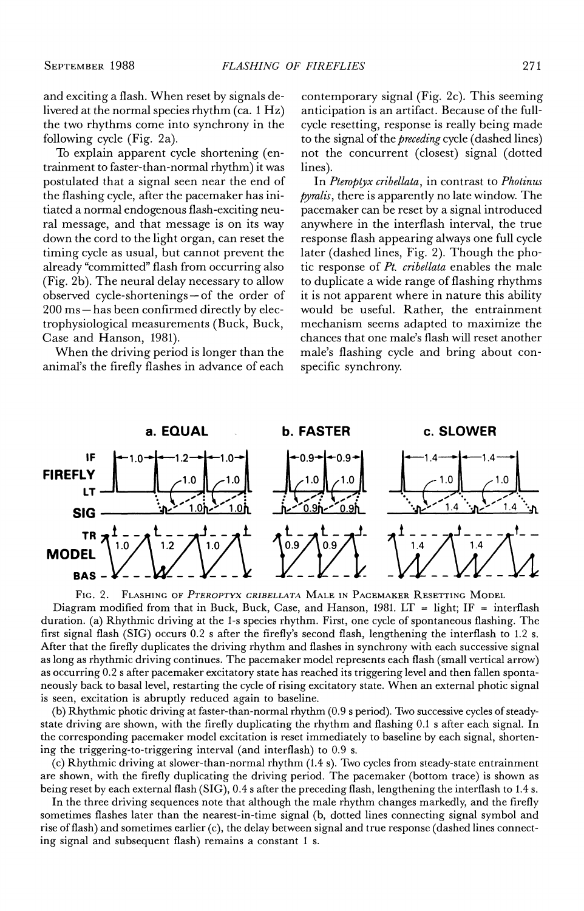and exciting a flash. When reset by signals delivered at the normal species rhythm (ca. 1 Hz) the two rhythms come into synchrony in the following cycle (Fig. 2a).

To explain apparent cycle shortening (entrainment to faster-than-normal rhythm) it was postulated that a signal seen near the end of the flashing cycle, after the pacemaker has initiated a normal endogenous flash-exciting neural message, and that message is on its way down the cord to the light organ, can reset the timing cycle as usual, but cannot prevent the already "committed" flash from occurring also (Fig. 2b). The neural delay necessary to allow observed cycle-shortenings—of the order of 200 ms—has been confirmed directly by electrophysiological measurements (Buck, Buck, Case and Hanson, 1981).

When the driving period is longer than the animal's the firefly flashes in advance of each contemporary signal (Fig. 2c). This seeming anticipation is an artifact. Because of the full-cycle resetting, response is really being made to the signal of the *preceding* cycle (dashed lines) not the concurrent (closest) signal (dotted lines).

In *Pteroptyx cribellata*, in contrast to *Photinus pyralis*, there is apparently no late window. The pacemaker can be reset by a signal introduced anywhere in the interflash interval, the true response flash appearing always one full cycle later (dashed lines, Fig. 2). Though the photic response of *Pt. cribellata* enables the male to duplicate a wide range of flashing rhythms it is not apparent where in nature this ability would be useful. Rather, the entrainment mechanism seems adapted to maximize the chances that one male's flash will reset another male's flashing cycle and bring about conspecific synchrony.

FIG. 2. FLASHING OF *PTEROPTYX CRIBELLATA* MALE IN PACEMAKER RESETTING MODEL

Diagram modified from that in Buck, Buck, Case, and Hanson, 1981. LT = light; IF = interflash duration. (a) Rhythmic driving at the 1-s species rhythm. First, one cycle of spontaneous flashing. The first signal flash (SIG) occurs 0.2 s after the firefly's second flash, lengthening the interflash to 1.2 s. After that the firefly duplicates the driving rhythm and flashes in synchrony with each successive signal as long as rhythmic driving continues. The pacemaker model represents each flash (small vertical arrow) as occurring 0.2 s after pacemaker excitatory state has reached its triggering level and then fallen spontaneously back to basal level, restarting the cycle of rising excitatory state. When an external photic signal is seen, excitation is abruptly reduced again to baseline.

(b) Rhythmic photic driving at faster-than-normal rhythm (0.9 s period). Two successive cycles of steady-state driving are shown, with the firefly duplicating the rhythm and flashing 0.1 s after each signal. In the corresponding pacemaker model excitation is reset immediately to baseline by each signal, shortening the triggering-to-triggering interval (and interflash) to 0.9 s.

(c) Rhythmic driving at slower-than-normal rhythm (1.4 s). Two cycles from steady-state entrainment are shown, with the firefly duplicating the driving period. The pacemaker (bottom trace) is shown as being reset by each external flash (SIG), 0.4 s after the preceding flash, lengthening the interflash to 1.4 s.

In the three driving sequences note that although the male rhythm changes markedly, and the firefly sometimes flashes later than the nearest-in-time signal (b, dotted lines connecting signal symbol and rise of flash) and sometimes earlier (c), the delay between signal and true response (dashed lines connecting signal and subsequent flash) remains a constant 1 s.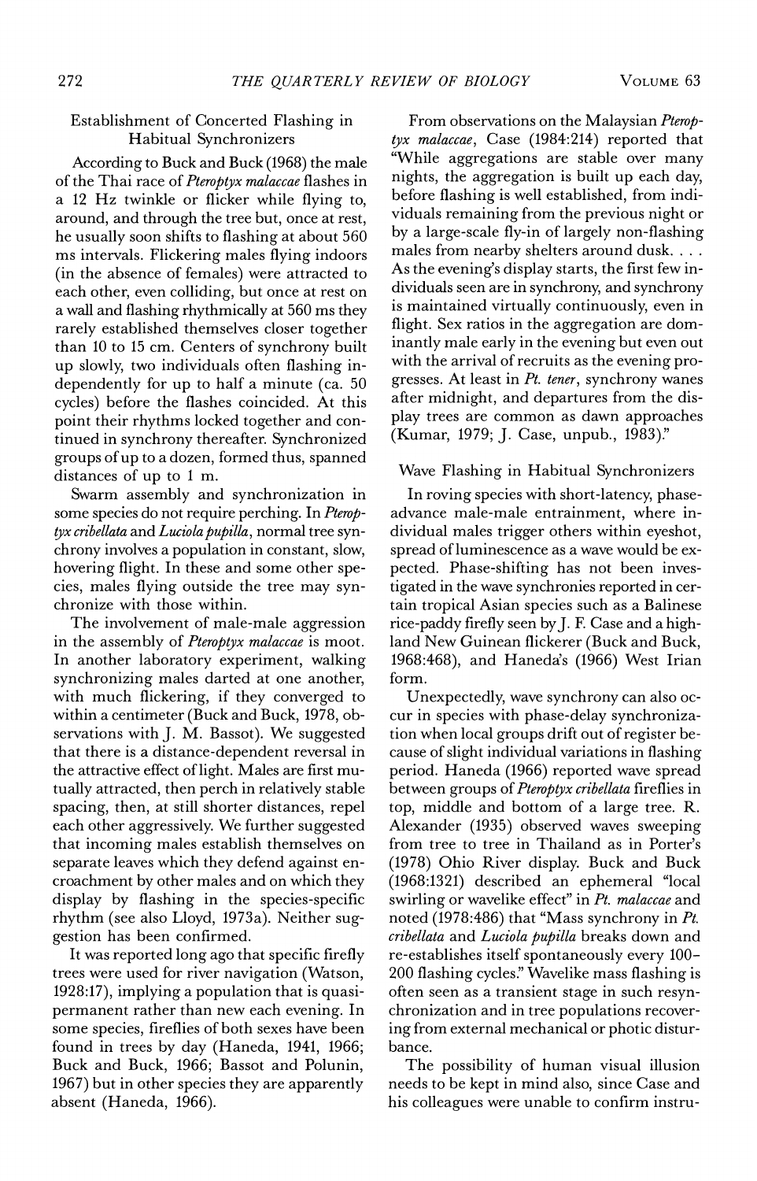## Establishment of Concerted Flashing in Habitual Synchronizers

According to Buck and Buck (1968) the male of the Thai race of *Pteroptyx malaccae* flashes in a 12 Hz twinkle or flicker while flying to, around, and through the tree but, once at rest, he usually soon shifts to flashing at about 560 ms intervals. Flickering males flying indoors (in the absence of females) were attracted to each other, even colliding, but once at rest on a wall and flashing rhythmically at 560 ms they rarely established themselves closer together than 10 to 15 cm. Centers of synchrony built up slowly, two individuals often flashing independently for up to half a minute (ca. 50 cycles) before the flashes coincided. At this point their rhythms locked together and continued in synchrony thereafter. Synchronized groups of up to a dozen, formed thus, spanned distances of up to 1 m.

Swarm assembly and synchronization in some species do not require perching. In *Pteroptyx cribellata* and *Luciola pupilla*, normal tree synchrony involves a population in constant, slow, hovering flight. In these and some other species, males flying outside the tree may synchronize with those within.

The involvement of male-male aggression in the assembly of *Pteroptyx malaccae* is moot. In another laboratory experiment, walking synchronizing males darted at one another, with much flickering, if they converged to within a centimeter (Buck and Buck, 1978, observations with J. M. Bassot). We suggested that there is a distance-dependent reversal in the attractive effect of light. Males are first mutually attracted, then perch in relatively stable spacing, then, at still shorter distances, repel each other aggressively. We further suggested that incoming males establish themselves on separate leaves which they defend against encroachment by other males and on which they display by flashing in the species-specific rhythm (see also Lloyd, 1973a). Neither suggestion has been confirmed.

It was reported long ago that specific firefly trees were used for river navigation (Watson, 1928:17), implying a population that is quasi-permanent rather than new each evening. In some species, fireflies of both sexes have been found in trees by day (Haneda, 1941, 1966; Buck and Buck, 1966; Bassot and Polunin, 1967) but in other species they are apparently absent (Haneda, 1966).

From observations on the Malaysian *Pteroptyx malaccae*, Case (1984:214) reported that "While aggregations are stable over many nights, the aggregation is built up each day, before flashing is well established, from individuals remaining from the previous night or by a large-scale fly-in of largely non-flashing males from nearby shelters around dusk. . . . As the evening's display starts, the first few individuals seen are in synchrony, and synchrony is maintained virtually continuously, even in flight. Sex ratios in the aggregation are dominantly male early in the evening but even out with the arrival of recruits as the evening progresses. At least in *Pt. tener*, synchrony wanes after midnight, and departures from the display trees are common as dawn approaches (Kumar, 1979; J. Case, unpub., 1983)."

## Wave Flashing in Habitual Synchronizers

In roving species with short-latency, phase-advance male-male entrainment, where individual males trigger others within eyeshot, spread of luminescence as a wave would be expected. Phase-shifting has not been investigated in the wave synchronies reported in certain tropical Asian species such as a Balinese rice-paddy firefly seen by J. F. Case and a highland New Guinean flickerer (Buck and Buck, 1968:468), and Haneda's (1966) West Irian form.

Unexpectedly, wave synchrony can also occur in species with phase-delay synchronization when local groups drift out of register because of slight individual variations in flashing period. Haneda (1966) reported wave spread between groups of *Pteroptyx cribellata* fireflies in top, middle and bottom of a large tree. R. Alexander (1935) observed waves sweeping from tree to tree in Thailand as in Porter's (1978) Ohio River display. Buck and Buck (1968:1321) described an ephemeral "local swirling or wavelike effect" in *Pt. malacae* and noted (1978:486) that "Mass synchrony in *Pt. cribellata* and *Luciola pupilla* breaks down and re-establishes itself spontaneously every 100–200 flashing cycles." Wavelike mass flashing is often seen as a transient stage in such resynchronization and in tree populations recovering from external mechanical or photic disturbance.

The possibility of human visual illusion needs to be kept in mind also, since Case and his colleagues were unable to confirm instru-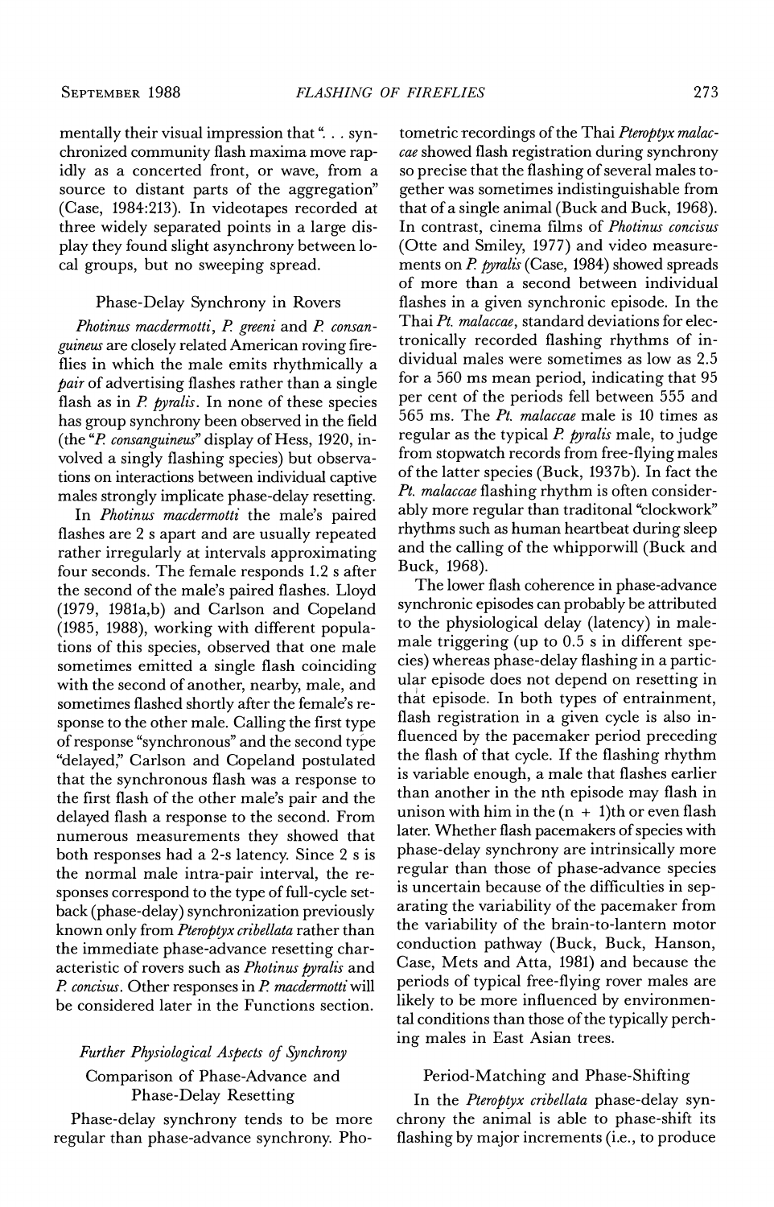mentally their visual impression that "... synchronized community flash maxima move rapidly as a concerted front, or wave, from a source to distant parts of the aggregation" (Case, 1984:213). In videotapes recorded at three widely separated points in a large display they found slight asynchrony between local groups, but no sweeping spread.

### Phase-Delay Synchrony in Rovers

*Photinus macdermotti*, *P. greeni* and *P. consanguineus* are closely related American roving fireflies in which the male emits rhythmically a *pair* of advertising flashes rather than a single flash as in *P. pyralis*. In none of these species has group synchrony been observed in the field (the "*P. consanguineus*" display of Hess, 1920, involved a singly flashing species) but observations on interactions between individual captive males strongly implicate phase-delay resetting.

In *Photinus macdermotti* the male's paired flashes are 2 s apart and are usually repeated rather irregularly at intervals approximating four seconds. The female responds 1.2 s after the second of the male's paired flashes. Lloyd (1979, 1981a,b) and Carlson and Copeland (1985, 1988), working with different populations of this species, observed that one male sometimes emitted a single flash coinciding with the second of another, nearby, male, and sometimes flashed shortly after the female's response to the other male. Calling the first type of response "synchronous" and the second type "delayed," Carlson and Copeland postulated that the synchronous flash was a response to the first flash of the other male's pair and the delayed flash a response to the second. From numerous measurements they showed that both responses had a 2-s latency. Since 2 s is the normal male intra-pair interval, the responses correspond to the type of full-cycle setback (phase-delay) synchronization previously known only from *Pteroptyx cribellata* rather than the immediate phase-advance resetting characteristic of rovers such as *Photinus pyralis* and *P. concisus*. Other responses in *P. macdermotti* will be considered later in the Functions section.

## *Further Physiological Aspects of Synchrony*

### Comparison of Phase-Advance and Phase-Delay Resetting

Phase-delay synchrony tends to be more regular than phase-advance synchrony. Photometric recordings of the Thai *Pteroptyx malaccae* showed flash registration during synchrony so precise that the flashing of several males together was sometimes indistinguishable from that of a single animal (Buck and Buck, 1968). In contrast, cinema films of *Photinus concisus* (Otte and Smiley, 1977) and video measurements on *P. pyralis* (Case, 1984) showed spreads of more than a second between individual flashes in a given synchronic episode. In the Thai *Pt. malaccae*, standard deviations for electronically recorded flashing rhythms of individual males were sometimes as low as 2.5 for a 560 ms mean period, indicating that 95 per cent of the periods fell between 555 and 565 ms. The *Pt. malaccae* male is 10 times as regular as the typical *P. pyralis* male, to judge from stopwatch records from free-flying males of the latter species (Buck, 1937b). In fact the *Pt. malaccae* flashing rhythm is often considerably more regular than traditonal "clockwork" rhythms such as human heartbeat during sleep and the calling of the whipporwill (Buck and Buck, 1968).

The lower flash coherence in phase-advance synchronic episodes can probably be attributed to the physiological delay (latency) in male-male triggering (up to 0.5 s in different species) whereas phase-delay flashing in a particular episode does not depend on resetting in that episode. In both types of entrainment, flash registration in a given cycle is also influenced by the pacemaker period preceding the flash of that cycle. If the flashing rhythm is variable enough, a male that flashes earlier than another in the nth episode may flash in unison with him in the (n + 1)th or even flash later. Whether flash pacemakers of species with phase-delay synchrony are intrinsically more regular than those of phase-advance species is uncertain because of the difficulties in separating the variability of the pacemaker from the variability of the brain-to-lantern motor conduction pathway (Buck, Buck, Hanson, Case, Mets and Atta, 1981) and because the periods of typical free-flying rover males are likely to be more influenced by environmental conditions than those of the typically perching males in East Asian trees.

### Period-Matching and Phase-Shifting

In the *Pteroptyx cribellata* phase-delay synchrony the animal is able to phase-shift its flashing by major increments (i.e., to produce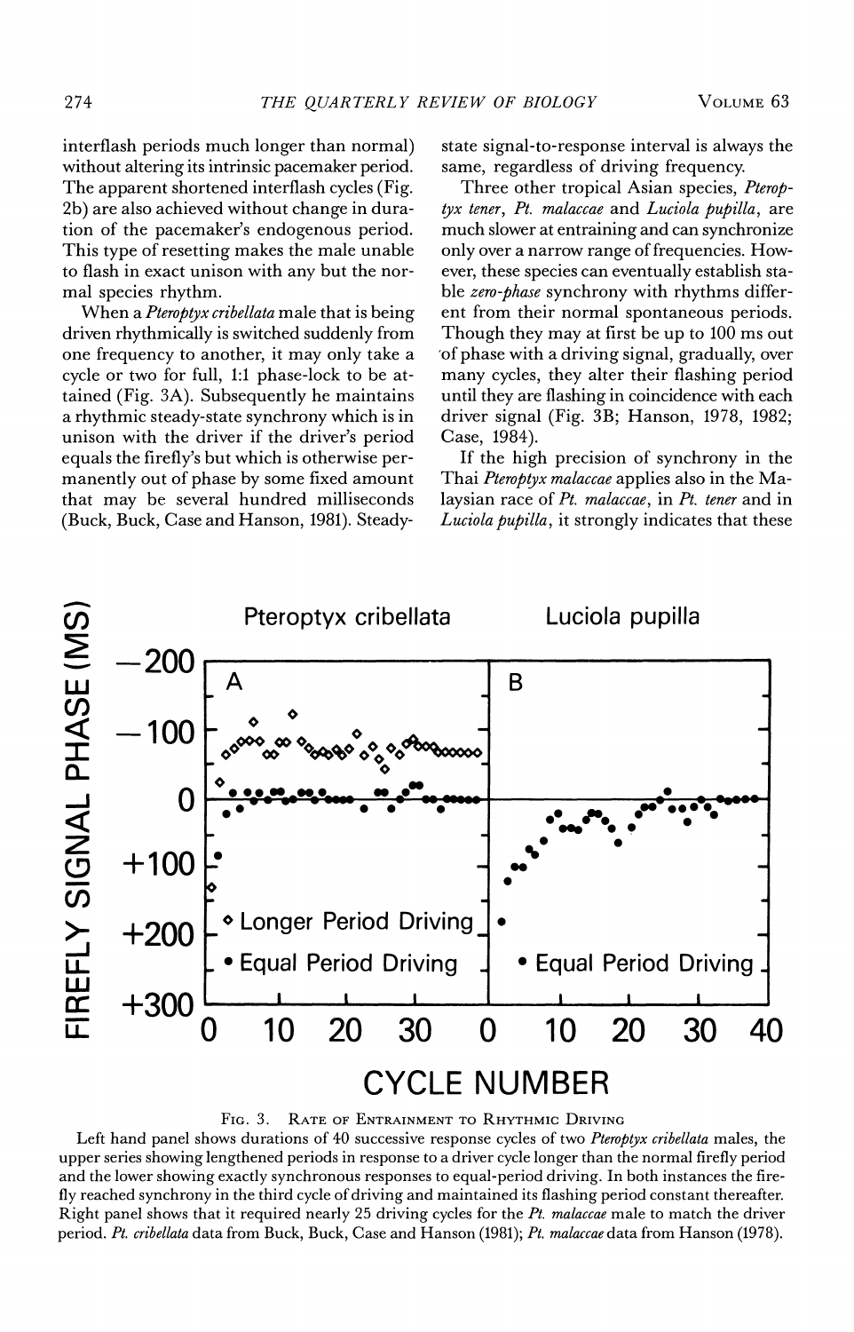interflash periods much longer than normal) without altering its intrinsic pacemaker period. The apparent shortened interflash cycles (Fig. 2b) are also achieved without change in duration of the pacemaker's endogenous period. This type of resetting makes the male unable to flash in exact unison with any but the normal species rhythm.

When a *Pteroptyx cribellata* male that is being driven rhythmically is switched suddenly from one frequency to another, it may only take a cycle or two for full, 1:1 phase-lock to be attained (Fig. 3A). Subsequently he maintains a rhythmic steady-state synchrony which is in unison with the driver if the driver's period equals the firefly's but which is otherwise permanently out of phase by some fixed amount that may be several hundred milliseconds (Buck, Buck, Case and Hanson, 1981). Steady-state signal-to-response interval is always the same, regardless of driving frequency.

Three other tropical Asian species, *Pteroptyx tener*, *Pt. malaccae* and *Luciola pupilla*, are much slower at entraining and can synchronize only over a narrow range of frequencies. However, these species can eventually establish stable *zero-phase* synchrony with rhythms different from their normal spontaneous periods. Though they may at first be up to 100 ms out of phase with a driving signal, gradually, over many cycles, they alter their flashing period until they are flashing in coincidence with each driver signal (Fig. 3B; Hanson, 1978, 1982; Case, 1984).

If the high precision of synchrony in the Thai *Pteroptyx malaccae* applies also in the Malaysian race of *Pt. malaccae*, in *Pt. tener* and in *Luciola pupilla*, it strongly indicates that these

FIG. 3. RATE OF ENTRAINMENT TO RHYTHMIC DRIVING

Left hand panel shows durations of 40 successive response cycles of two *Pteroptyx cribellata* males, the upper series showing lengthened periods in response to a driver cycle longer than the normal firefly period and the lower showing exactly synchronous responses to equal-period driving. In both instances the firefly reached synchrony in the third cycle of driving and maintained its flashing period constant thereafter. Right panel shows that it required nearly 25 driving cycles for the *Pt. malaccae* male to match the driver period. *Pt. cribellata* data from Buck, Buck, Case and Hanson (1981); *Pt. malaccae* data from Hanson (1978).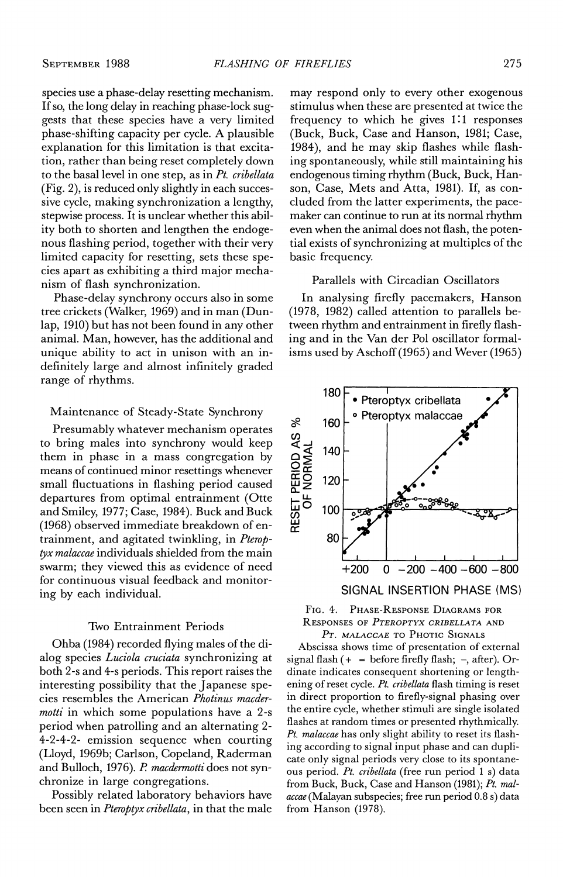species use a phase-delay resetting mechanism. If so, the long delay in reaching phase-lock suggests that these species have a very limited phase-shifting capacity per cycle. A plausible explanation for this limitation is that excitation, rather than being reset completely down to the basal level in one step, as in *Pt. cribellata* (Fig. 2), is reduced only slightly in each successive cycle, making synchronization a lengthy, stepwise process. It is unclear whether this ability both to shorten and lengthen the endogenous flashing period, together with their very limited capacity for resetting, sets these species apart as exhibiting a third major mechanism of flash synchronization.

Phase-delay synchrony occurs also in some tree crickets (Walker, 1969) and in man (Dunlap, 1910) but has not been found in any other animal. Man, however, has the additional and unique ability to act in unison with an indefinitely large and almost infinitely graded range of rhythms.

### Maintenance of Steady-State Synchrony

Presumably whatever mechanism operates to bring males into synchrony would keep them in phase in a mass congregation by means of continued minor resettings whenever small fluctuations in flashing period caused departures from optimal entrainment (Otte and Smiley, 1977; Case, 1984). Buck and Buck (1968) observed immediate breakdown of entrainment, and agitated twinkling, in *Pteroptyx malaccae* individuals shielded from the main swarm; they viewed this as evidence of need for continuous visual feedback and monitoring by each individual.

### Two Entrainment Periods

Ohba (1984) recorded flying males of the dialog species *Luciola cruciata* synchronizing at both 2-s and 4-s periods. This report raises the interesting possibility that the Japanese species resembles the American *Photinus macdermotti* in which some populations have a 2-s period when patrolling and an alternating 2-4-2-4-2- emission sequence when courting (Lloyd, 1969b; Carlson, Copeland, Raderman and Bulloch, 1976). *P. macdermotti* does not synchronize in large congregations.

Possibly related laboratory behaviors have been seen in *Pteroptyx cribellata*, in that the male may respond only to every other exogenous stimulus when these are presented at twice the frequency to which he gives 1:1 responses (Buck, Buck, Case and Hanson, 1981; Case, 1984), and he may skip flashes while flashing spontaneously, while still maintaining his endogenous timing rhythm (Buck, Buck, Hanson, Case, Mets and Atta, 1981). If, as concluded from the latter experiments, the pacemaker can continue to run at its normal rhythm even when the animal does not flash, the potential exists of synchronizing at multiples of the basic frequency.

### Parallels with Circadian Oscillators

In analysing firefly pacemakers, Hanson (1978, 1982) called attention to parallels between rhythm and entrainment in firefly flashing and in the Van der Pol oscillator formalisms used by Aschoff (1965) and Wever (1965)

FIG. 4. PHASE-RESPONSE DIAGRAMS FOR RESPONSES OF *PTEROPTYX CRIBELLATA* AND *PT. MALACCAE* TO PHOTIC SIGNALS

Abscissa shows time of presentation of external signal flash (+ = before firefly flash; −, after). Ordinate indicates consequent shortening or lengthening of reset cycle. *Pt. cribellata* flash timing is reset in direct proportion to firefly-signal phasing over the entire cycle, whether stimuli are single isolated flashes at random times or presented rhythmically. *Pt. malaccae* has only slight ability to reset its flashing according to signal input phase and can duplicate only signal periods very close to its spontaneous period. *Pt. cribellata* (free run period 1 s) data from Buck, Buck, Case and Hanson (1981); *Pt. malaccae* (Malayan subspecies; free run period 0.8 s) data from Hanson (1978).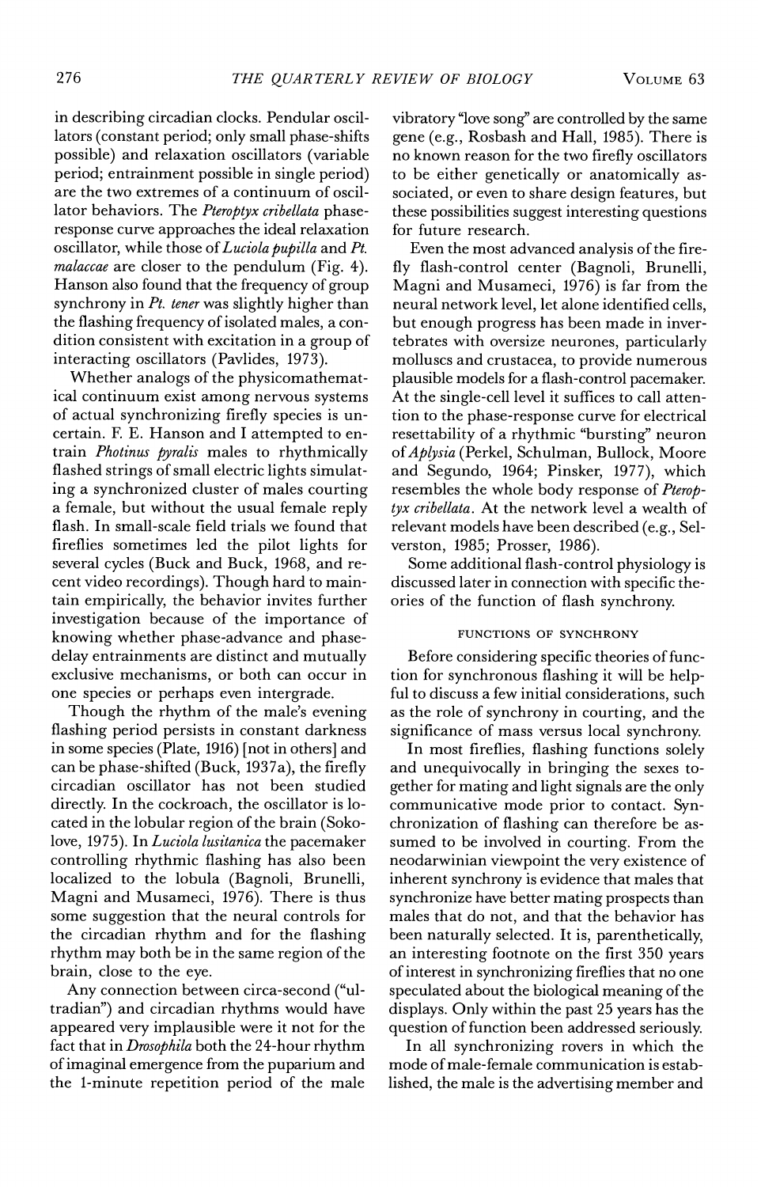in describing circadian clocks. Pendular oscillators (constant period; only small phase-shifts possible) and relaxation oscillators (variable period; entrainment possible in single period) are the two extremes of a continuum of oscillator behaviors. The *Pteroptyx cribellata* phase-response curve approaches the ideal relaxation oscillator, while those of *Luciola pupilla* and *Pt. malaccae* are closer to the pendulum (Fig. 4). Hanson also found that the frequency of group synchrony in *Pt. tener* was slightly higher than the flashing frequency of isolated males, a condition consistent with excitation in a group of interacting oscillators (Pavlides, 1973).

Whether analogs of the physicomathematical continuum exist among nervous systems of actual synchronizing firefly species is uncertain. F. E. Hanson and I attempted to entrain *Photinus pyralis* males to rhythmically flashed strings of small electric lights simulating a synchronized cluster of males courting a female, but without the usual female reply flash. In small-scale field trials we found that fireflies sometimes led the pilot lights for several cycles (Buck and Buck, 1968, and recent video recordings). Though hard to maintain empirically, the behavior invites further investigation because of the importance of knowing whether phase-advance and phase-delay entrainments are distinct and mutually exclusive mechanisms, or both can occur in one species or perhaps even intergrade.

Though the rhythm of the male's evening flashing period persists in constant darkness in some species (Plate, 1916) [not in others] and can be phase-shifted (Buck, 1937a), the firefly circadian oscillator has not been studied directly. In the cockroach, the oscillator is located in the lobular region of the brain (Sokolove, 1975). In *Luciola lusitanica* the pacemaker controlling rhythmic flashing has also been localized to the lobula (Bagnoli, Brunelli, Magni and Musameci, 1976). There is thus some suggestion that the neural controls for the circadian rhythm and for the flashing rhythm may both be in the same region of the brain, close to the eye.

Any connection between circa-second ("ultradian") and circadian rhythms would have appeared very implausible were it not for the fact that in *Drosophila* both the 24-hour rhythm of imaginal emergence from the puparium and the 1-minute repetition period of the male vibratory "love song" are controlled by the same gene (e.g., Rosbash and Hall, 1985). There is no known reason for the two firefly oscillators to be either genetically or anatomically associated, or even to share design features, but these possibilities suggest interesting questions for future research.

Even the most advanced analysis of the firefly flash-control center (Bagnoli, Brunelli, Magni and Musameci, 1976) is far from the neural network level, let alone identified cells, but enough progress has been made in invertebrates with oversize neurones, particularly molluscs and crustacea, to provide numerous plausible models for a flash-control pacemaker. At the single-cell level it suffices to call attention to the phase-response curve for electrical resettability of a rhythmic "bursting" neuron of *Aplysia* (Perkel, Schulman, Bullock, Moore and Segundo, 1964; Pinsker, 1977), which resembles the whole body response of *Pteroptyx cribellata*. At the network level a wealth of relevant models have been described (e.g., Selverston, 1985; Prosser, 1986).

Some additional flash-control physiology is discussed later in connection with specific theories of the function of flash synchrony.

## FUNCTIONS OF SYNCHRONY

Before considering specific theories of function for synchronous flashing it will be helpful to discuss a few initial considerations, such as the role of synchrony in courting, and the significance of mass versus local synchrony.

In most fireflies, flashing functions solely and unequivocally in bringing the sexes together for mating and light signals are the only communicative mode prior to contact. Synchronization of flashing can therefore be assumed to be involved in courting. From the neodarwinian viewpoint the very existence of inherent synchrony is evidence that males that synchronize have better mating prospects than males that do not, and that the behavior has been naturally selected. It is, parenthetically, an interesting footnote on the first 350 years of interest in synchronizing fireflies that no one speculated about the biological meaning of the displays. Only within the past 25 years has the question of function been addressed seriously.

In all synchronizing rovers in which the mode of male-female communication is established, the male is the advertising member and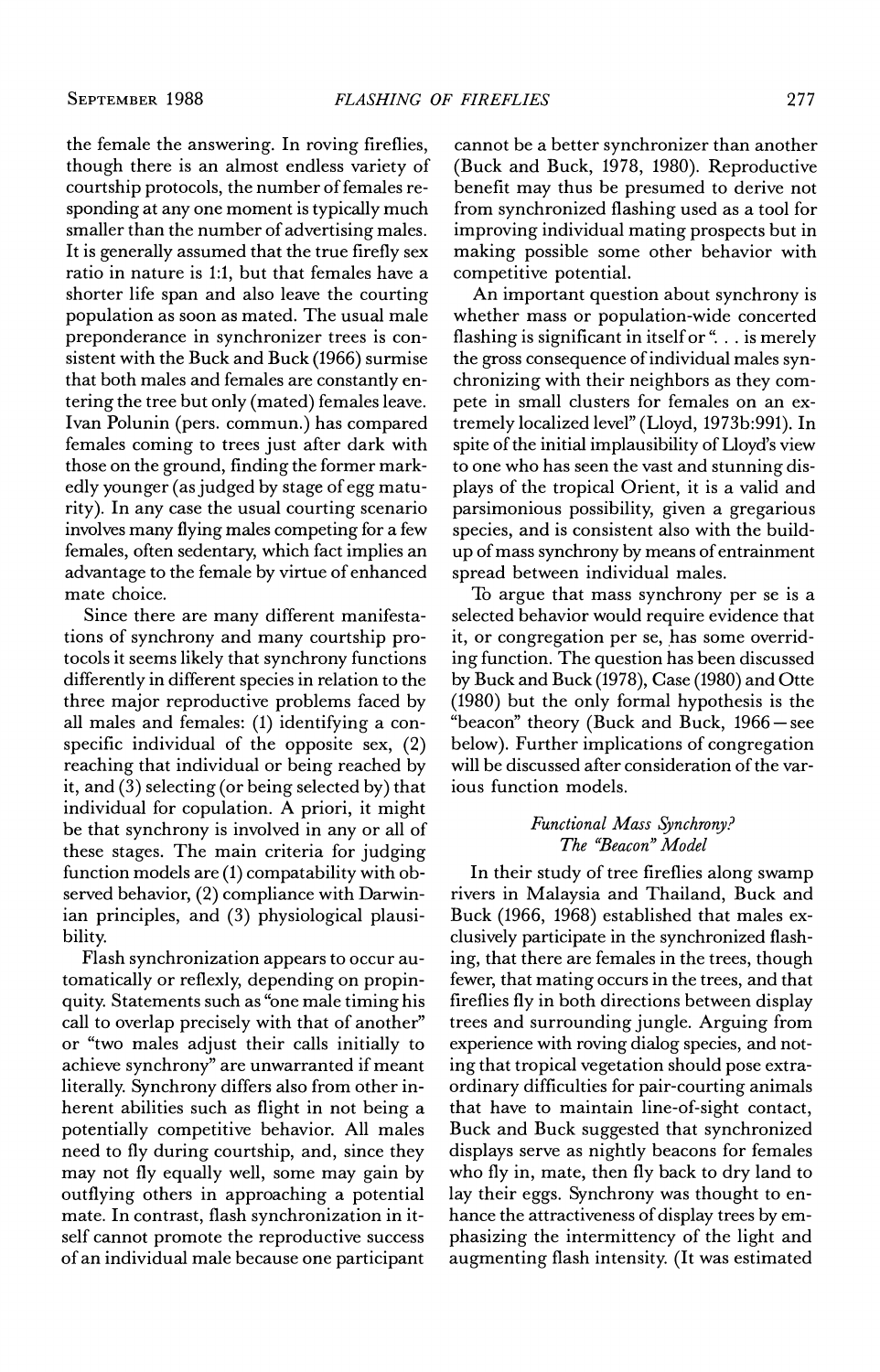the female the answering. In roving fireflies, though there is an almost endless variety of courtship protocols, the number of females responding at any one moment is typically much smaller than the number of advertising males. It is generally assumed that the true firefly sex ratio in nature is 1:1, but that females have a shorter life span and also leave the courting population as soon as mated. The usual male preponderance in synchronizer trees is consistent with the Buck and Buck (1966) surmise that both males and females are constantly entering the tree but only (mated) females leave. Ivan Polunin (pers. commun.) has compared females coming to trees just after dark with those on the ground, finding the former markedly younger (as judged by stage of egg maturity). In any case the usual courting scenario involves many flying males competing for a few females, often sedentary, which fact implies an advantage to the female by virtue of enhanced mate choice.

Since there are many different manifestations of synchrony and many courtship protocols it seems likely that synchrony functions differently in different species in relation to the three major reproductive problems faced by all males and females: (1) identifying a conspecific individual of the opposite sex, (2) reaching that individual or being reached by it, and (3) selecting (or being selected by) that individual for copulation. A priori, it might be that synchrony is involved in any or all of these stages. The main criteria for judging function models are (1) compatability with observed behavior, (2) compliance with Darwinian principles, and (3) physiological plausibility.

Flash synchronization appears to occur automatically or reflexly, depending on propinquity. Statements such as "one male timing his call to overlap precisely with that of another" or "two males adjust their calls initially to achieve synchrony" are unwarranted if meant literally. Synchrony differs also from other inherent abilities such as flight in not being a potentially competitive behavior. All males need to fly during courtship, and, since they may not fly equally well, some may gain by outflying others in approaching a potential mate. In contrast, flash synchronization in itself cannot promote the reproductive success of an individual male because one participant cannot be a better synchronizer than another (Buck and Buck, 1978, 1980). Reproductive benefit may thus be presumed to derive not from synchronized flashing used as a tool for improving individual mating prospects but in making possible some other behavior with competitive potential.

An important question about synchrony is whether mass or population-wide concerted flashing is significant in itself or ". . . is merely the gross consequence of individual males synchronizing with their neighbors as they compete in small clusters for females on an extremely localized level" (Lloyd, 1973b:991). In spite of the initial implausibility of Lloyd's view to one who has seen the vast and stunning displays of the tropical Orient, it is a valid and parsimonious possibility, given a gregarious species, and is consistent also with the build-up of mass synchrony by means of entrainment spread between individual males.

To argue that mass synchrony per se is a selected behavior would require evidence that it, or congregation per se, has some overriding function. The question has been discussed by Buck and Buck (1978), Case (1980) and Otte (1980) but the only formal hypothesis is the "beacon" theory (Buck and Buck, 1966—see below). Further implications of congregation will be discussed after consideration of the various function models.

### *Functional Mass Synchrony? The "Beacon" Model*

In their study of tree fireflies along swamp rivers in Malaysia and Thailand, Buck and Buck (1966, 1968) established that males exclusively participate in the synchronized flashing, that there are females in the trees, though fewer, that mating occurs in the trees, and that fireflies fly in both directions between display trees and surrounding jungle. Arguing from experience with roving dialog species, and noting that tropical vegetation should pose extraordinary difficulties for pair-courting animals that have to maintain line-of-sight contact, Buck and Buck suggested that synchronized displays serve as nightly beacons for females who fly in, mate, then fly back to dry land to lay their eggs. Synchrony was thought to enhance the attractiveness of display trees by emphasizing the intermittency of the light and augmenting flash intensity. (It was estimated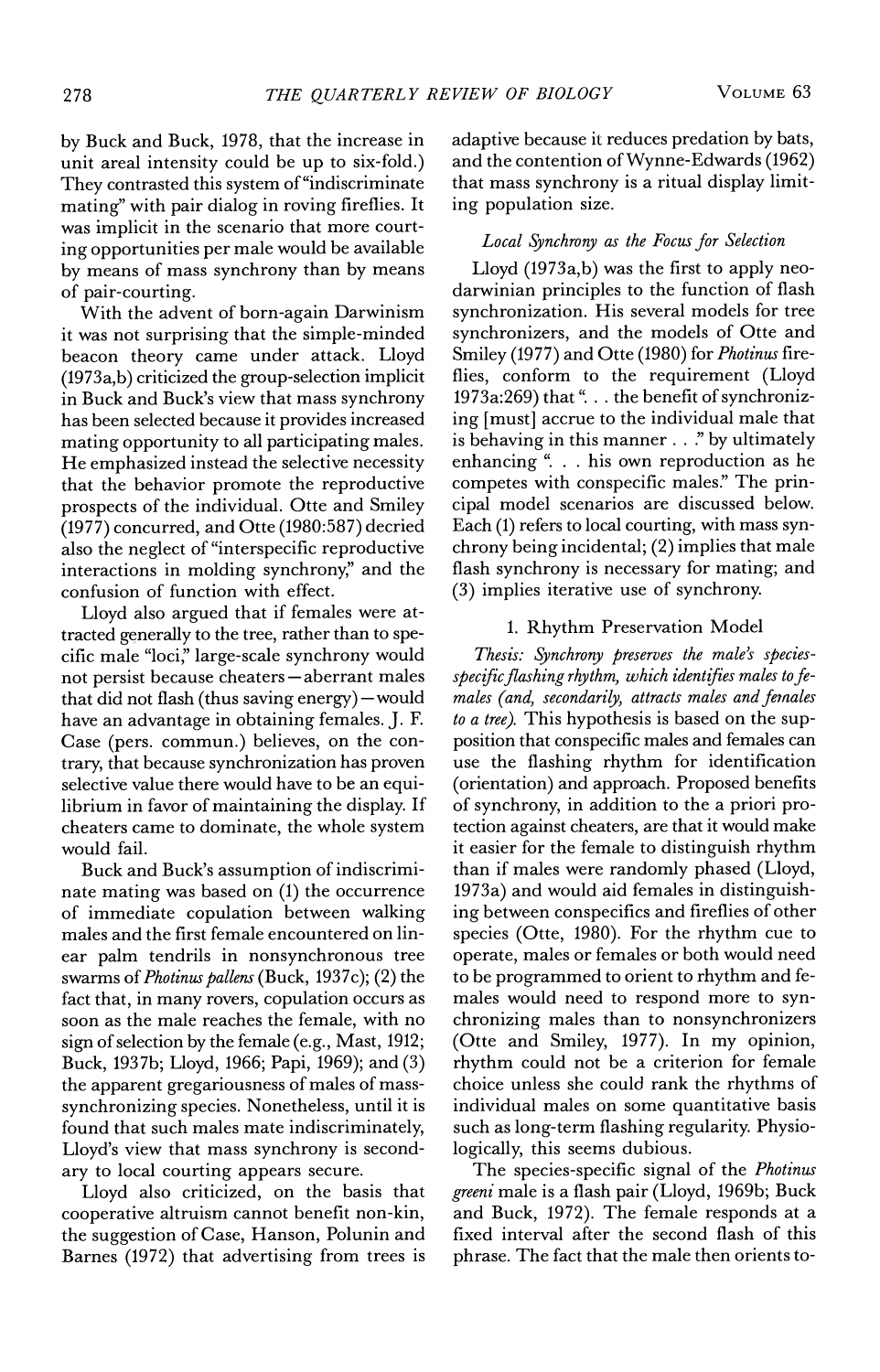by Buck and Buck, 1978, that the increase in unit areal intensity could be up to six-fold.) They contrasted this system of "indiscriminate mating" with pair dialog in roving fireflies. It was implicit in the scenario that more courting opportunities per male would be available by means of mass synchrony than by means of pair-courting.

With the advent of born-again Darwinism it was not surprising that the simple-minded beacon theory came under attack. Lloyd (1973a,b) criticized the group-selection implicit in Buck and Buck's view that mass synchrony has been selected because it provides increased mating opportunity to all participating males. He emphasized instead the selective necessity that the behavior promote the reproductive prospects of the individual. Otte and Smiley (1977) concurred, and Otte (1980:587) decried also the neglect of "interspecific reproductive interactions in molding synchrony," and the confusion of function with effect.

Lloyd also argued that if females were attracted generally to the tree, rather than to specific male "loci," large-scale synchrony would not persist because cheaters—aberrant males that did not flash (thus saving energy)—would have an advantage in obtaining females. J. F. Case (pers. commun.) believes, on the contrary, that because synchronization has proven selective value there would have to be an equilibrium in favor of maintaining the display. If cheaters came to dominate, the whole system would fail.

Buck and Buck's assumption of indiscriminate mating was based on (1) the occurrence of immediate copulation between walking males and the first female encountered on linear palm tendrils in nonsynchronous tree swarms of *Photinus pallens* (Buck, 1937c); (2) the fact that, in many rovers, copulation occurs as soon as the male reaches the female, with no sign of selection by the female (e.g., Mast, 1912; Buck, 1937b; Lloyd, 1966; Papi, 1969); and (3) the apparent gregariousness of males of mass-synchronizing species. Nonetheless, until it is found that such males mate indiscriminately, Lloyd's view that mass synchrony is secondary to local courting appears secure.

Lloyd also criticized, on the basis that cooperative altruism cannot benefit non-kin, the suggestion of Case, Hanson, Polunin and Barnes (1972) that advertising from trees is adaptive because it reduces predation by bats, and the contention of Wynne-Edwards (1962) that mass synchrony is a ritual display limiting population size.

### *Local Synchrony as the Focus for Selection*

Lloyd (1973a,b) was the first to apply neodarwinian principles to the function of flash synchronization. His several models for tree synchronizers, and the models of Otte and Smiley (1977) and Otte (1980) for *Photinus* fireflies, conform to the requirement (Lloyd 1973a:269) that ". . . the benefit of synchronizing [must] accrue to the individual male that is behaving in this manner . . ." by ultimately enhancing ". . . his own reproduction as he competes with conspecific males." The principal model scenarios are discussed below. Each (1) refers to local courting, with mass synchrony being incidental; (2) implies that male flash synchrony is necessary for mating; and (3) implies iterative use of synchrony.

#### 1. Rhythm Preservation Model

*Thesis: Synchrony preserves the male's species-specific flashing rhythm, which identifies males to females (and, secondarily, attracts males and females to a tree).* This hypothesis is based on the supposition that conspecific males and females can use the flashing rhythm for identification (orientation) and approach. Proposed benefits of synchrony, in addition to the a priori protection against cheaters, are that it would make it easier for the female to distinguish rhythm than if males were randomly phased (Lloyd, 1973a) and would aid females in distinguishing between conspecifics and fireflies of other species (Otte, 1980). For the rhythm cue to operate, males or females or both would need to be programmed to orient to rhythm and females would need to respond more to synchronizing males than to nonsynchronizers (Otte and Smiley, 1977). In my opinion, rhythm could not be a criterion for female choice unless she could rank the rhythms of individual males on some quantitative basis such as long-term flashing regularity. Physiologically, this seems dubious.

The species-specific signal of the *Photinus greeni* male is a flash pair (Lloyd, 1969b; Buck and Buck, 1972). The female responds at a fixed interval after the second flash of this phrase. The fact that the male then orients to-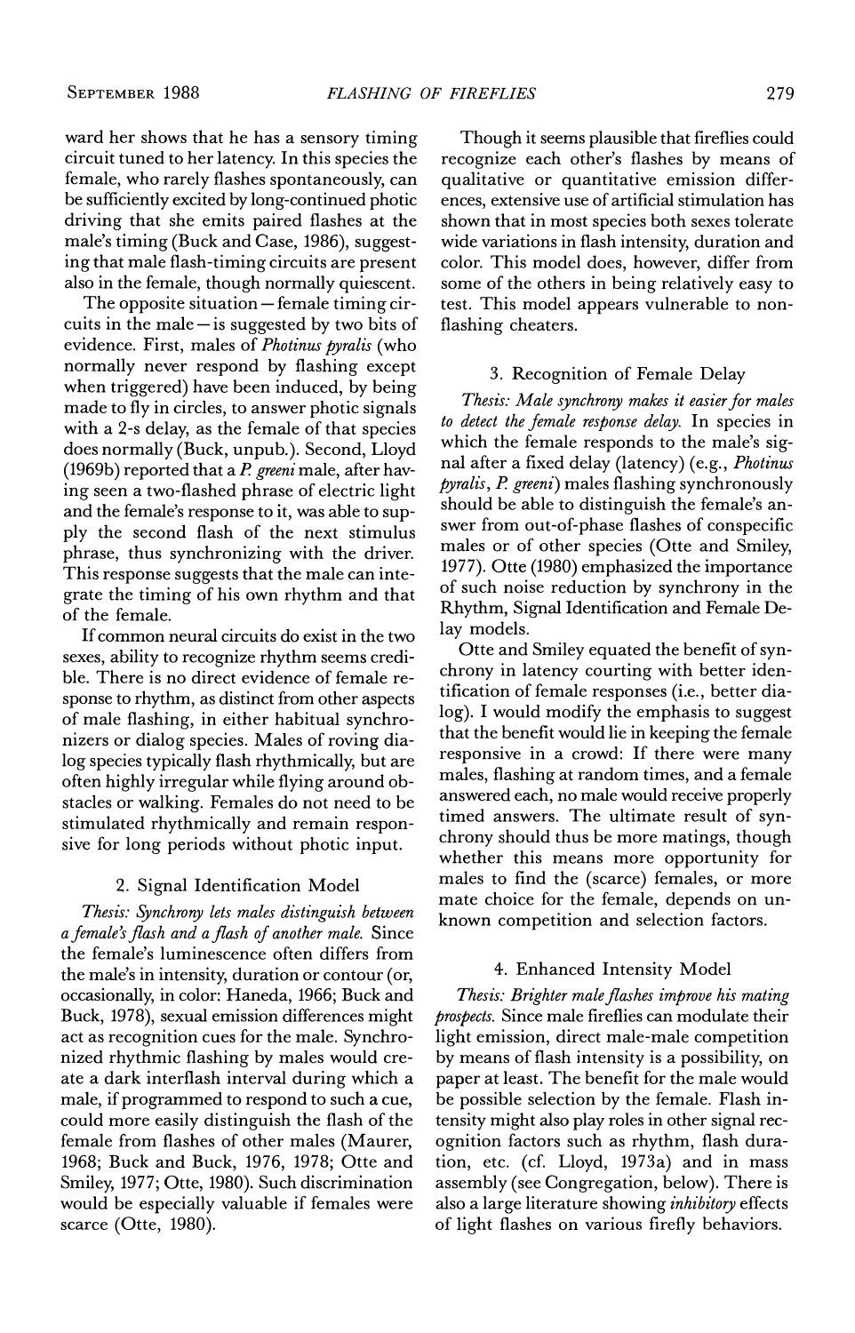ward her shows that he has a sensory timing circuit tuned to her latency. In this species the female, who rarely flashes spontaneously, can be sufficiently excited by long-continued photic driving that she emits paired flashes at the male's timing (Buck and Case, 1986), suggesting that male flash-timing circuits are present also in the female, though normally quiescent.

The opposite situation—female timing circuits in the male—is suggested by two bits of evidence. First, males of *Photinus pyralis* (who normally never respond by flashing except when triggered) have been induced, by being made to fly in circles, to answer photic signals with a 2-s delay, as the female of that species does normally (Buck, unpub.). Second, Lloyd (1969b) reported that a *P. greeni* male, after having seen a two-flashed phrase of electric light and the female's response to it, was able to supply the second flash of the next stimulus phrase, thus synchronizing with the driver. This response suggests that the male can integrate the timing of his own rhythm and that of the female.

If common neural circuits do exist in the two sexes, ability to recognize rhythm seems credible. There is no direct evidence of female response to rhythm, as distinct from other aspects of male flashing, in either habitual synchronizers or dialog species. Males of roving dialog species typically flash rhythmically, but are often highly irregular while flying around obstacles or walking. Females do not need to be stimulated rhythmically and remain responsive for long periods without photic input.

### 2. Signal Identification Model

*Thesis: Synchrony lets males distinguish between a female's flash and a flash of another male.* Since the female's luminescence often differs from the male's in intensity, duration or contour (or, occasionally, in color: Haneda, 1966; Buck and Buck, 1978), sexual emission differences might act as recognition cues for the male. Synchronized rhythmic flashing by males would create a dark interflash interval during which a male, if programmed to respond to such a cue, could more easily distinguish the flash of the female from flashes of other males (Maurer, 1968; Buck and Buck, 1976, 1978; Otte and Smiley, 1977; Otte, 1980). Such discrimination would be especially valuable if females were scarce (Otte, 1980).

Though it seems plausible that fireflies could recognize each other's flashes by means of qualitative or quantitative emission differences, extensive use of artificial stimulation has shown that in most species both sexes tolerate wide variations in flash intensity, duration and color. This model does, however, differ from some of the others in being relatively easy to test. This model appears vulnerable to non-flashing cheaters.

### 3. Recognition of Female Delay

*Thesis: Male synchrony makes it easier for males to detect the female response delay.* In species in which the female responds to the male's signal after a fixed delay (latency) (e.g., *Photinus pyralis*, *P. greeni*) males flashing synchronously should be able to distinguish the female's answer from out-of-phase flashes of conspecific males or of other species (Otte and Smiley, 1977). Otte (1980) emphasized the importance of such noise reduction by synchrony in the Rhythm, Signal Identification and Female Delay models.

Otte and Smiley equated the benefit of synchrony in latency courting with better identification of female responses (i.e., better dialog). I would modify the emphasis to suggest that the benefit would lie in keeping the female responsive in a crowd: If there were many males, flashing at random times, and a female answered each, no male would receive properly timed answers. The ultimate result of synchrony should thus be more matings, though whether this means more opportunity for males to find the (scarce) females, or more mate choice for the female, depends on unknown competition and selection factors.

### 4. Enhanced Intensity Model

*Thesis: Brighter male flashes improve his mating prospects.* Since male fireflies can modulate their light emission, direct male-male competition by means of flash intensity is a possibility, on paper at least. The benefit for the male would be possible selection by the female. Flash intensity might also play roles in other signal recognition factors such as rhythm, flash duration, etc. (cf. Lloyd, 1973a) and in mass assembly (see Congregation, below). There is also a large literature showing *inhibitory* effects of light flashes on various firefly behaviors.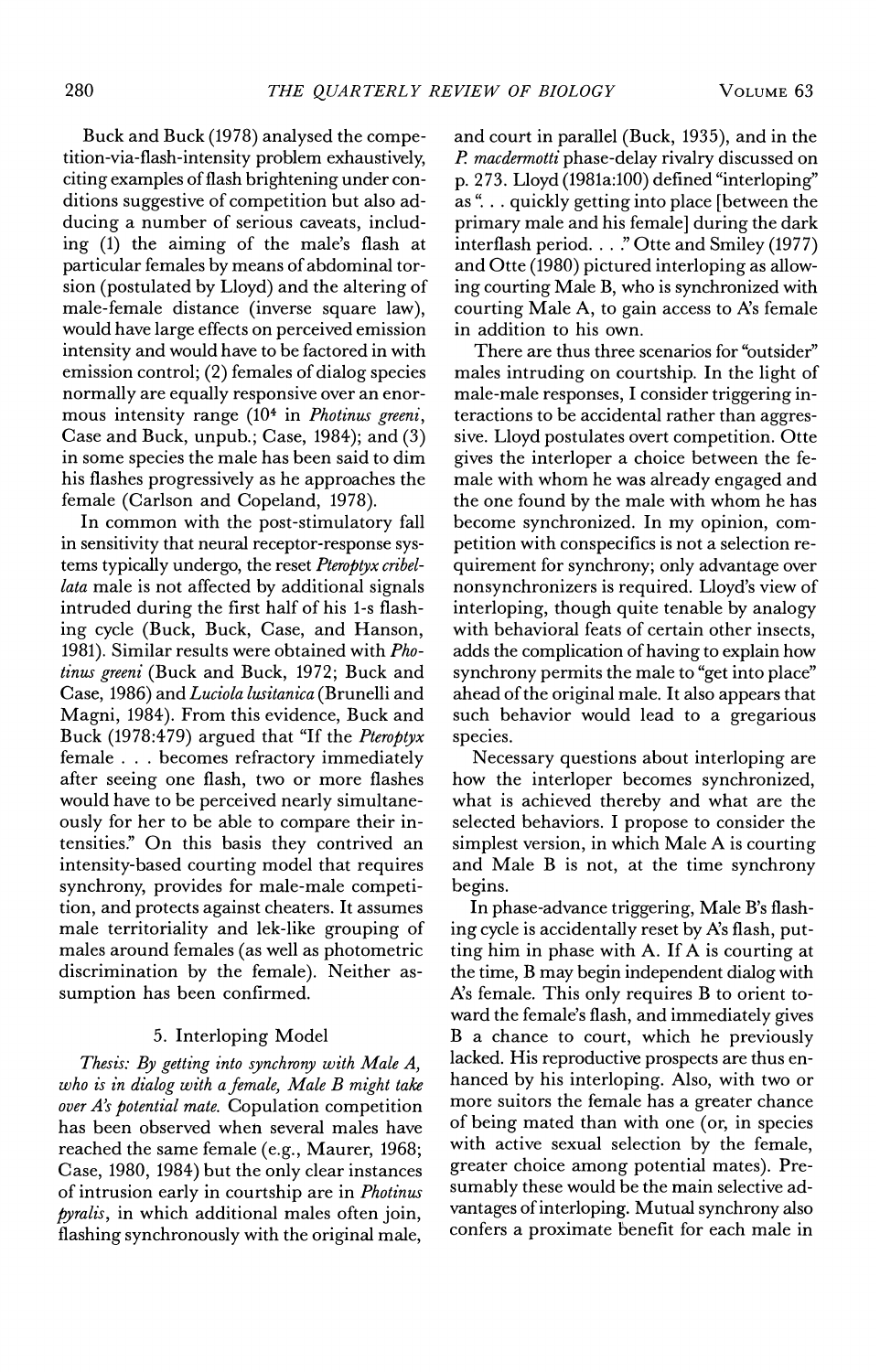Buck and Buck (1978) analysed the competition-via-flash-intensity problem exhaustively, citing examples of flash brightening under conditions suggestive of competition but also adducing a number of serious caveats, including (1) the aiming of the male's flash at particular females by means of abdominal torsion (postulated by Lloyd) and the altering of male-female distance (inverse square law), would have large effects on perceived emission intensity and would have to be factored in with emission control; (2) females of dialog species normally are equally responsive over an enormous intensity range ($10^4$ in *Photinus greeni*, Case and Buck, unpub.; Case, 1984); and (3) in some species the male has been said to dim his flashes progressively as he approaches the female (Carlson and Copeland, 1978).

In common with the post-stimulatory fall in sensitivity that neural receptor-response systems typically undergo, the reset *Pteroptyx cribellata* male is not affected by additional signals intruded during the first half of his 1-s flashing cycle (Buck, Buck, Case, and Hanson, 1981). Similar results were obtained with *Photinus greeni* (Buck and Buck, 1972; Buck and Case, 1986) and *Luciola lusitanica* (Brunelli and Magni, 1984). From this evidence, Buck and Buck (1978:479) argued that "If the *Pteroptyx* female . . . becomes refractory immediately after seeing one flash, two or more flashes would have to be perceived nearly simultaneously for her to be able to compare their intensities." On this basis they contrived an intensity-based courting model that requires synchrony, provides for male-male competition, and protects against cheaters. It assumes male territoriality and lek-like grouping of males around females (as well as photometric discrimination by the female). Neither assumption has been confirmed.

### 5. Interloping Model

*Thesis: By getting into synchrony with Male A, who is in dialog with a female, Male B might take over A's potential mate.* Copulation competition has been observed when several males have reached the same female (e.g., Maurer, 1968; Case, 1980, 1984) but the only clear instances of intrusion early in courtship are in *Photinus pyralis*, in which additional males often join, flashing synchronously with the original male, and court in parallel (Buck, 1935), and in the *P. macdermotti* phase-delay rivalry discussed on p. 273. Lloyd (1981a:100) defined "interloping" as ". . . quickly getting into place [between the primary male and his female] during the dark interflash period. . . ." Otte and Smiley (1977) and Otte (1980) pictured interloping as allowing courting Male B, who is synchronized with courting Male A, to gain access to A's female in addition to his own.

There are thus three scenarios for "outsider" males intruding on courtship. In the light of male-male responses, I consider triggering interactions to be accidental rather than aggressive. Lloyd postulates overt competition. Otte gives the interloper a choice between the female with whom he was already engaged and the one found by the male with whom he has become synchronized. In my opinion, competition with conspecifics is not a selection requirement for synchrony; only advantage over nonsynchronizers is required. Lloyd's view of interloping, though quite tenable by analogy with behavioral feats of certain other insects, adds the complication of having to explain how synchrony permits the male to "get into place" ahead of the original male. It also appears that such behavior would lead to a gregarious species.

Necessary questions about interloping are how the interloper becomes synchronized, what is achieved thereby and what are the selected behaviors. I propose to consider the simplest version, in which Male A is courting and Male B is not, at the time synchrony begins.

In phase-advance triggering, Male B's flashing cycle is accidentally reset by A's flash, putting him in phase with A. If A is courting at the time, B may begin independent dialog with A's female. This only requires B to orient toward the female's flash, and immediately gives B a chance to court, which he previously lacked. His reproductive prospects are thus enhanced by his interloping. Also, with two or more suitors the female has a greater chance of being mated than with one (or, in species with active sexual selection by the female, greater choice among potential mates). Presumably these would be the main selective advantages of interloping. Mutual synchrony also confers a proximate benefit for each male in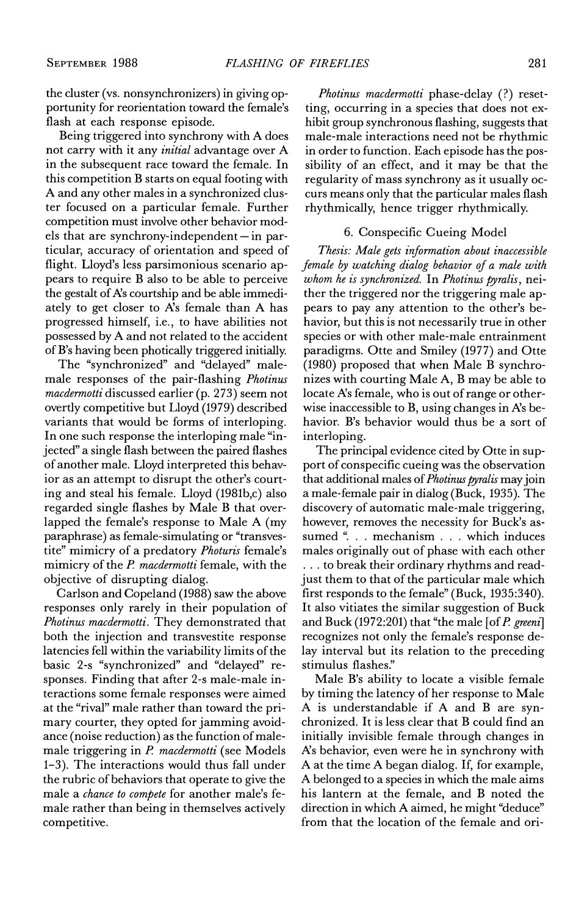the cluster (vs. nonsynchronizers) in giving opportunity for reorientation toward the female's flash at each response episode.

Being triggered into synchrony with A does not carry with it any *initial* advantage over A in the subsequent race toward the female. In this competition B starts on equal footing with A and any other males in a synchronized cluster focused on a particular female. Further competition must involve other behavior models that are synchrony-independent — in particular, accuracy of orientation and speed of flight. Lloyd's less parsimonious scenario appears to require B also to be able to perceive the gestalt of A's courtship and be able immediately to get closer to A's female than A has progressed himself, i.e., to have abilities not possessed by A and not related to the accident of B's having been photically triggered initially.

The "synchronized" and "delayed" male-male responses of the pair-flashing *Photinus macdermotti* discussed earlier (p. 273) seem not overtly competitive but Lloyd (1979) described variants that would be forms of interloping. In one such response the interloping male "injected" a single flash between the paired flashes of another male. Lloyd interpreted this behavior as an attempt to disrupt the other's courting and steal his female. Lloyd (1981b,c) also regarded single flashes by Male B that overlapped the female's response to Male A (my paraphrase) as female-simulating or "transvestite" mimicry of a predatory *Photuris* female's mimicry of the *P. macdermotti* female, with the objective of disrupting dialog.

Carlson and Copeland (1988) saw the above responses only rarely in their population of *Photinus macdermotti*. They demonstrated that both the injection and transvestite response latencies fell within the variability limits of the basic 2-s "synchronized" and "delayed" responses. Finding that after 2-s male-male interactions some female responses were aimed at the "rival" male rather than toward the primary courter, they opted for jamming avoidance (noise reduction) as the function of male-male triggering in *P. macdermotti* (see Models 1–3). The interactions would thus fall under the rubric of behaviors that operate to give the male a *chance to compete* for another male's female rather than being in themselves actively competitive.

*Photinus macdermotti* phase-delay (?) resetting, occurring in a species that does not exhibit group synchronous flashing, suggests that male-male interactions need not be rhythmic in order to function. Each episode has the possibility of an effect, and it may be that the regularity of mass synchrony as it usually occurs means only that the particular males flash rhythmically, hence trigger rhythmically.

### 6. Conspecific Cueing Model

*Thesis: Male gets information about inaccessible female by watching dialog behavior of a male with whom he is synchronized.* In *Photinus pyralis*, neither the triggered nor the triggering male appears to pay any attention to the other's behavior, but this is not necessarily true in other species or with other male-male entrainment paradigms. Otte and Smiley (1977) and Otte (1980) proposed that when Male B synchronizes with courting Male A, B may be able to locate A's female, who is out of range or otherwise inaccessible to B, using changes in A's behavior. B's behavior would thus be a sort of interloping.

The principal evidence cited by Otte in support of conspecific cueing was the observation that additional males of *Photinus pyralis* may join a male-female pair in dialog (Buck, 1935). The discovery of automatic male-male triggering, however, removes the necessity for Buck's assumed ". . . mechanism . . . which induces males originally out of phase with each other . . . to break their ordinary rhythms and readjust them to that of the particular male which first responds to the female" (Buck, 1935:340). It also vitiates the similar suggestion of Buck and Buck (1972:201) that "the male [of *P. greeni*] recognizes not only the female's response delay interval but its relation to the preceding stimulus flashes."

Male B's ability to locate a visible female by timing the latency of her response to Male A is understandable if A and B are synchronized. It is less clear that B could find an initially invisible female through changes in A's behavior, even were he in synchrony with A at the time A began dialog. If, for example, A belonged to a species in which the male aims his lantern at the female, and B noted the direction in which A aimed, he might "deduce" from that the location of the female and ori-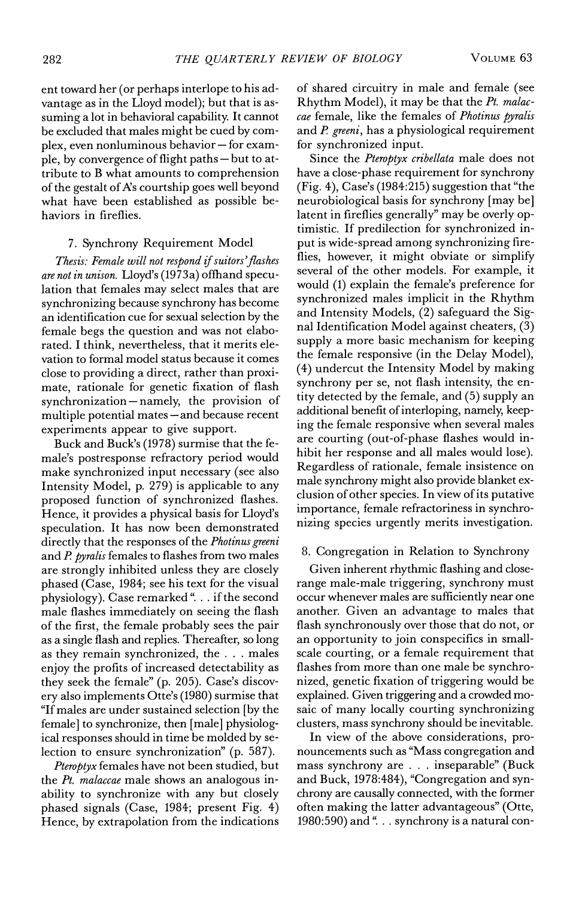ent toward her (or perhaps interlope to his advantage as in the Lloyd model); but that is assuming a lot in behavioral capability. It cannot be excluded that males might be cued by complex, even nonluminous behavior—for example, by convergence of flight paths—but to attribute to B what amounts to comprehension of the gestalt of A's courtship goes well beyond what have been established as possible behaviors in fireflies.

### 7. Synchrony Requirement Model

*Thesis: Female will not respond if suitors' flashes are not in unison.* Lloyd's (1973a) offhand speculation that females may select males that are synchronizing because synchrony has become an identification cue for sexual selection by the female begs the question and was not elaborated. I think, nevertheless, that it merits elevation to formal model status because it comes close to providing a direct, rather than proximate, rationale for genetic fixation of flash synchronization—namely, the provision of multiple potential mates—and because recent experiments appear to give support.

Buck and Buck's (1978) surmise that the female's postresponse refractory period would make synchronized input necessary (see also Intensity Model, p. 279) is applicable to any proposed function of synchronized flashes. Hence, it provides a physical basis for Lloyd's speculation. It has now been demonstrated directly that the responses of the *Photinus greeni* and *P. pyralis* females to flashes from two males are strongly inhibited unless they are closely phased (Case, 1984; see his text for the visual physiology). Case remarked ". . . if the second male flashes immediately on seeing the flash of the first, the female probably sees the pair as a single flash and replies. Thereafter, so long as they remain synchronized, the . . . males enjoy the profits of increased detectability as they seek the female" (p. 205). Case's discovery also implements Otte's (1980) surmise that "If males are under sustained selection [by the female] to synchronize, then [male] physiological responses should in time be molded by selection to ensure synchronization" (p. 587).

*Pteroptyx* females have not been studied, but the *Pt. malaccae* male shows an analogous inability to synchronize with any but closely phased signals (Case, 1984; present Fig. 4) Hence, by extrapolation from the indications of shared circuitry in male and female (see Rhythm Model), it may be that the *Pt. malaccae* female, like the females of *Photinus pyralis* and *P. greeni*, has a physiological requirement for synchronized input.

Since the *Pteroptyx cribellata* male does not have a close-phase requirement for synchrony (Fig. 4), Case's (1984:215) suggestion that "the neurobiological basis for synchrony [may be] latent in fireflies generally" may be overly optimistic. If predilection for synchronized input is wide-spread among synchronizing fireflies, however, it might obviate or simplify several of the other models. For example, it would (1) explain the female's preference for synchronized males implicit in the Rhythm and Intensity Models, (2) safeguard the Signal Identification Model against cheaters, (3) supply a more basic mechanism for keeping the female responsive (in the Delay Model), (4) undercut the Intensity Model by making synchrony per se, not flash intensity, the entity detected by the female, and (5) supply an additional benefit of interloping, namely, keeping the female responsive when several males are courting (out-of-phase flashes would inhibit her response and all males would lose). Regardless of rationale, female insistence on male synchrony might also provide blanket exclusion of other species. In view of its putative importance, female refractoriness in synchronizing species urgently merits investigation.

### 8. Congregation in Relation to Synchrony

Given inherent rhythmic flashing and close-range male-male triggering, synchrony must occur whenever males are sufficiently near one another. Given an advantage to males that flash synchronously over those that do not, or an opportunity to join conspecifics in small-scale courting, or a female requirement that flashes from more than one male be synchronized, genetic fixation of triggering would be explained. Given triggering and a crowded mosaic of many locally courting synchronizing clusters, mass synchrony should be inevitable.

In view of the above considerations, pronouncements such as "Mass congregation and mass synchrony are . . . inseparable" (Buck and Buck, 1978:484), "Congregation and synchrony are causally connected, with the former often making the latter advantageous" (Otte, 1980:590) and ". . . synchrony is a natural con-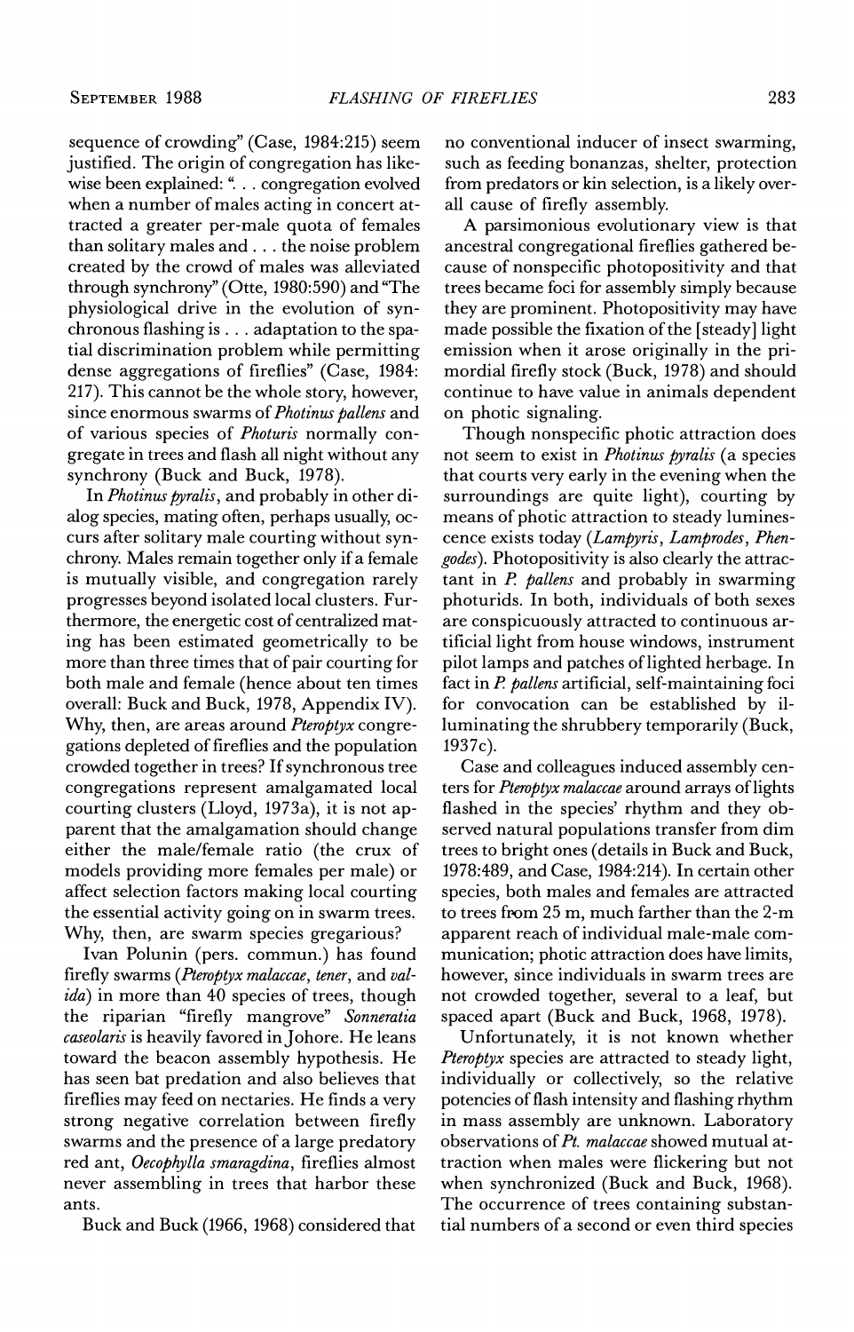sequence of crowding" (Case, 1984:215) seem justified. The origin of congregation has likewise been explained: ". . . congregation evolved when a number of males acting in concert attracted a greater per-male quota of females than solitary males and . . . the noise problem created by the crowd of males was alleviated through synchrony" (Otte, 1980:590) and "The physiological drive in the evolution of synchronous flashing is . . . adaptation to the spatial discrimination problem while permitting dense aggregations of fireflies" (Case, 1984: 217). This cannot be the whole story, however, since enormous swarms of *Photinus pallens* and of various species of *Photuris* normally congregate in trees and flash all night without any synchrony (Buck and Buck, 1978).

In *Photinus pyralis*, and probably in other dialog species, mating often, perhaps usually, occurs after solitary male courting without synchrony. Males remain together only if a female is mutually visible, and congregation rarely progresses beyond isolated local clusters. Furthermore, the energetic cost of centralized mating has been estimated geometrically to be more than three times that of pair courting for both male and female (hence about ten times overall: Buck and Buck, 1978, Appendix IV). Why, then, are areas around *Pteroptyx* congregations depleted of fireflies and the population crowded together in trees? If synchronous tree congregations represent amalgamated local courting clusters (Lloyd, 1973a), it is not apparent that the amalgamation should change either the male/female ratio (the crux of models providing more females per male) or affect selection factors making local courting the essential activity going on in swarm trees. Why, then, are swarm species gregarious?

Ivan Polunin (pers. commun.) has found firefly swarms (*Pteroptyx malaccae*, *tener*, and *valida*) in more than 40 species of trees, though the riparian "firefly mangrove" *Sonneratia caseolaris* is heavily favored in Johore. He leans toward the beacon assembly hypothesis. He has seen bat predation and also believes that fireflies may feed on nectaries. He finds a very strong negative correlation between firefly swarms and the presence of a large predatory red ant, *Oecophylla smaragdina*, fireflies almost never assembling in trees that harbor these ants.

Buck and Buck (1966, 1968) considered that no conventional inducer of insect swarming, such as feeding bonanzas, shelter, protection from predators or kin selection, is a likely overall cause of firefly assembly.

A parsimonious evolutionary view is that ancestral congregational fireflies gathered because of nonspecific photopositivity and that trees became foci for assembly simply because they are prominent. Photopositivity may have made possible the fixation of the [steady] light emission when it arose originally in the primordial firefly stock (Buck, 1978) and should continue to have value in animals dependent on photic signaling.

Though nonspecific photic attraction does not seem to exist in *Photinus pyralis* (a species that courts very early in the evening when the surroundings are quite light), courting by means of photic attraction to steady luminescence exists today (*Lampyris*, *Lamprodes*, *Phengodes*). Photopositivity is also clearly the attractant in *P. pallens* and probably in swarming photurids. In both, individuals of both sexes are conspicuously attracted to continuous artificial light from house windows, instrument pilot lamps and patches of lighted herbage. In fact in *P. pallens* artificial, self-maintaining foci for convocation can be established by illuminating the shrubbery temporarily (Buck, 1937c).

Case and colleagues induced assembly centers for *Pteroptyx malaccae* around arrays of lights flashed in the species' rhythm and they observed natural populations transfer from dim trees to bright ones (details in Buck and Buck, 1978:489, and Case, 1984:214). In certain other species, both males and females are attracted to trees from 25 m, much farther than the 2-m apparent reach of individual male-male communication; photic attraction does have limits, however, since individuals in swarm trees are not crowded together, several to a leaf, but spaced apart (Buck and Buck, 1968, 1978).

Unfortunately, it is not known whether *Pteroptyx* species are attracted to steady light, individually or collectively, so the relative potencies of flash intensity and flashing rhythm in mass assembly are unknown. Laboratory observations of *Pt. malaccae* showed mutual attraction when males were flickering but not when synchronized (Buck and Buck, 1968). The occurrence of trees containing substantial numbers of a second or even third species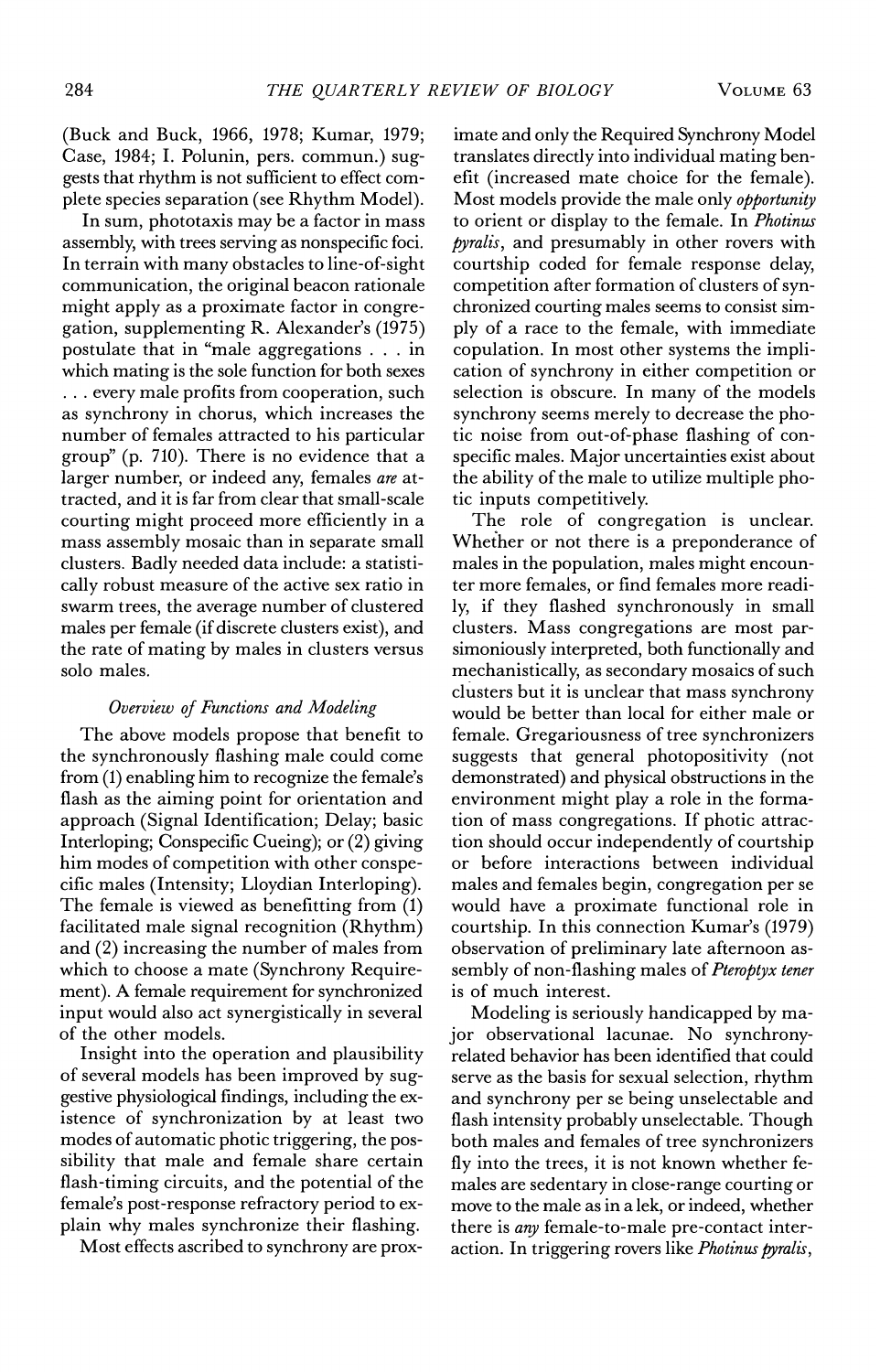(Buck and Buck, 1966, 1978; Kumar, 1979; Case, 1984; I. Polunin, pers. commun.) suggests that rhythm is not sufficient to effect complete species separation (see Rhythm Model).

In sum, phototaxis may be a factor in mass assembly, with trees serving as nonspecific foci. In terrain with many obstacles to line-of-sight communication, the original beacon rationale might apply as a proximate factor in congregation, supplementing R. Alexander's (1975) postulate that in "male aggregations . . . in which mating is the sole function for both sexes . . . every male profits from cooperation, such as synchrony in chorus, which increases the number of females attracted to his particular group" (p. 710). There is no evidence that a larger number, or indeed any, females *are* attracted, and it is far from clear that small-scale courting might proceed more efficiently in a mass assembly mosaic than in separate small clusters. Badly needed data include: a statistically robust measure of the active sex ratio in swarm trees, the average number of clustered males per female (if discrete clusters exist), and the rate of mating by males in clusters versus solo males.

### *Overview of Functions and Modeling*

The above models propose that benefit to the synchronously flashing male could come from (1) enabling him to recognize the female's flash as the aiming point for orientation and approach (Signal Identification; Delay; basic Interloping; Conspecific Cueing); or (2) giving him modes of competition with other conspecific males (Intensity; Lloydian Interloping). The female is viewed as benefitting from (1) facilitated male signal recognition (Rhythm) and (2) increasing the number of males from which to choose a mate (Synchrony Requirement). A female requirement for synchronized input would also act synergistically in several of the other models.

Insight into the operation and plausibility of several models has been improved by suggestive physiological findings, including the existence of synchronization by at least two modes of automatic photic triggering, the possibility that male and female share certain flash-timing circuits, and the potential of the female's post-response refractory period to explain why males synchronize their flashing.

Most effects ascribed to synchrony are proximate and only the Required Synchrony Model translates directly into individual mating benefit (increased mate choice for the female). Most models provide the male only *opportunity* to orient or display to the female. In *Photinus pyralis*, and presumably in other rovers with courtship coded for female response delay, competition after formation of clusters of synchronized courting males seems to consist simply of a race to the female, with immediate copulation. In most other systems the implication of synchrony in either competition or selection is obscure. In many of the models synchrony seems merely to decrease the photic noise from out-of-phase flashing of conspecific males. Major uncertainties exist about the ability of the male to utilize multiple photic inputs competitively.

The role of congregation is unclear. Whether or not there is a preponderance of males in the population, males might encounter more females, or find females more readily, if they flashed synchronously in small clusters. Mass congregations are most parsimoniously interpreted, both functionally and mechanistically, as secondary mosaics of such clusters but it is unclear that mass synchrony would be better than local for either male or female. Gregariousness of tree synchronizers suggests that general photopositivity (not demonstrated) and physical obstructions in the environment might play a role in the formation of mass congregations. If photic attraction should occur independently of courtship or before interactions between individual males and females begin, congregation per se would have a proximate functional role in courtship. In this connection Kumar's (1979) observation of preliminary late afternoon assembly of non-flashing males of *Pteroptyx tener* is of much interest.

Modeling is seriously handicapped by major observational lacunae. No synchrony-related behavior has been identified that could serve as the basis for sexual selection, rhythm and synchrony per se being unselectable and flash intensity probably unselectable. Though both males and females of tree synchronizers fly into the trees, it is not known whether females are sedentary in close-range courting or move to the male as in a lek, or indeed, whether there is *any* female-to-male pre-contact interaction. In triggering rovers like *Photinus pyralis*,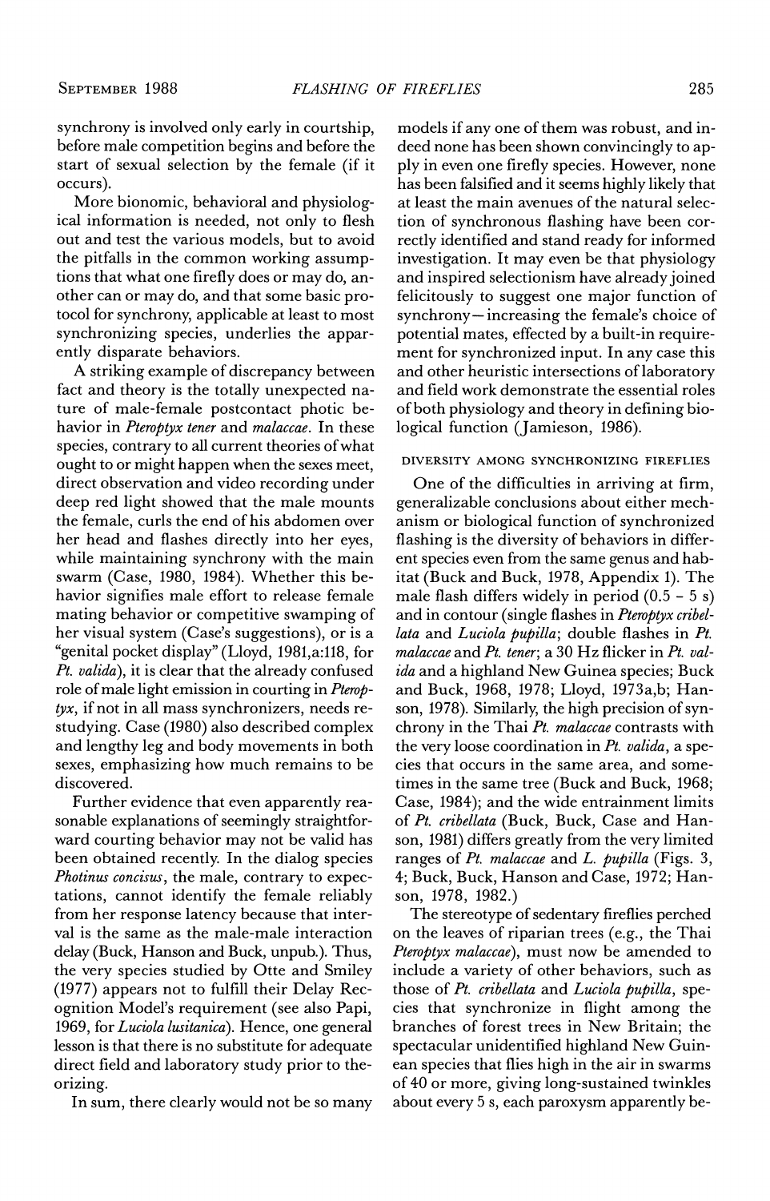synchrony is involved only early in courtship, before male competition begins and before the start of sexual selection by the female (if it occurs).

More bionomic, behavioral and physiological information is needed, not only to flesh out and test the various models, but to avoid the pitfalls in the common working assumptions that what one firefly does or may do, another can or may do, and that some basic protocol for synchrony, applicable at least to most synchronizing species, underlies the apparently disparate behaviors.

A striking example of discrepancy between fact and theory is the totally unexpected nature of male-female postcontact photic behavior in *Pteroptyx tener* and *malaccae*. In these species, contrary to all current theories of what ought to or might happen when the sexes meet, direct observation and video recording under deep red light showed that the male mounts the female, curls the end of his abdomen over her head and flashes directly into her eyes, while maintaining synchrony with the main swarm (Case, 1980, 1984). Whether this behavior signifies male effort to release female mating behavior or competitive swamping of her visual system (Case's suggestions), or is a "genital pocket display" (Lloyd, 1981,a:118, for *Pt. valida*), it is clear that the already confused role of male light emission in courting in *Pteroptyx*, if not in all mass synchronizers, needs restudying. Case (1980) also described complex and lengthy leg and body movements in both sexes, emphasizing how much remains to be discovered.

Further evidence that even apparently reasonable explanations of seemingly straightforward courting behavior may not be valid has been obtained recently. In the dialog species *Photinus concisus*, the male, contrary to expectations, cannot identify the female reliably from her response latency because that interval is the same as the male-male interaction delay (Buck, Hanson and Buck, unpub.). Thus, the very species studied by Otte and Smiley (1977) appears not to fulfill their Delay Recognition Model's requirement (see also Papi, 1969, for *Luciola lusitanica*). Hence, one general lesson is that there is no substitute for adequate direct field and laboratory study prior to theorizing.

In sum, there clearly would not be so many models if any one of them was robust, and indeed none has been shown convincingly to apply in even one firefly species. However, none has been falsified and it seems highly likely that at least the main avenues of the natural selection of synchronous flashing have been correctly identified and stand ready for informed investigation. It may even be that physiology and inspired selectionism have already joined felicitously to suggest one major function of synchrony—increasing the female's choice of potential mates, effected by a built-in requirement for synchronized input. In any case this and other heuristic intersections of laboratory and field work demonstrate the essential roles of both physiology and theory in defining biological function (Jamieson, 1986).

## DIVERSITY AMONG SYNCHRONIZING FIREFLIES

One of the difficulties in arriving at firm, generalizable conclusions about either mechanism or biological function of synchronized flashing is the diversity of behaviors in different species even from the same genus and habitat (Buck and Buck, 1978, Appendix 1). The male flash differs widely in period (0.5 – 5 s) and in contour (single flashes in *Pteroptyx cribellata* and *Luciola pupilla*; double flashes in *Pt. malaccae* and *Pt. tener*; a 30 Hz flicker in *Pt. valida* and a highland New Guinea species; Buck and Buck, 1968, 1978; Lloyd, 1973a,b; Hanson, 1978). Similarly, the high precision of synchrony in the Thai *Pt. malaccae* contrasts with the very loose coordination in *Pt. valida*, a species that occurs in the same area, and sometimes in the same tree (Buck and Buck, 1968; Case, 1984); and the wide entrainment limits of *Pt. cribellata* (Buck, Buck, Case and Hanson, 1981) differs greatly from the very limited ranges of *Pt. malaccae* and *L. pupilla* (Figs. 3, 4; Buck, Buck, Hanson and Case, 1972; Hanson, 1978, 1982.)

The stereotype of sedentary fireflies perched on the leaves of riparian trees (e.g., the Thai *Pteroptyx malaccae*), must now be amended to include a variety of other behaviors, such as those of *Pt. cribellata* and *Luciola pupilla*, species that synchronize in flight among the branches of forest trees in New Britain; the spectacular unidentified highland New Guinean species that flies high in the air in swarms of 40 or more, giving long-sustained twinkles about every 5 s, each paroxysm apparently be-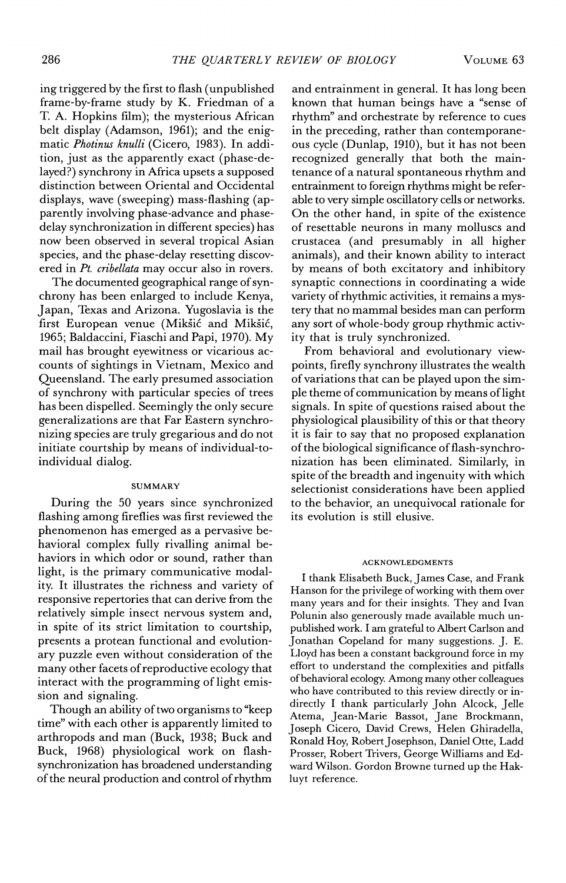ing triggered by the first to flash (unpublished frame-by-frame study by K. Friedman of a T. A. Hopkins film); the mysterious African belt display (Adamson, 1961); and the enigmatic *Photinus knulli* (Cicero, 1983). In addition, just as the apparently exact (phase-delayed?) synchrony in Africa upsets a supposed distinction between Oriental and Occidental displays, wave (sweeping) mass-flashing (apparently involving phase-advance and phase-delay synchronization in different species) has now been observed in several tropical Asian species, and the phase-delay resetting discovered in *Pt. cribellata* may occur also in rovers.

The documented geographical range of synchrony has been enlarged to include Kenya, Japan, Texas and Arizona. Yugoslavia is the first European venue (Mikšić and Mikšić, 1965; Baldaccini, Fiaschi and Papi, 1970). My mail has brought eyewitness or vicarious accounts of sightings in Vietnam, Mexico and Queensland. The early presumed association of synchrony with particular species of trees has been dispelled. Seemingly the only secure generalizations are that Far Eastern synchronizing species are truly gregarious and do not initiate courtship by means of individual-to-individual dialog.

## SUMMARY

During the 50 years since synchronized flashing among fireflies was first reviewed the phenomenon has emerged as a pervasive behavioral complex fully rivalling animal behaviors in which odor or sound, rather than light, is the primary communicative modality. It illustrates the richness and variety of responsive repertories that can derive from the relatively simple insect nervous system and, in spite of its strict limitation to courtship, presents a protean functional and evolutionary puzzle even without consideration of the many other facets of reproductive ecology that interact with the programming of light emission and signaling.

Though an ability of two organisms to "keep time" with each other is apparently limited to arthropods and man (Buck, 1938; Buck and Buck, 1968) physiological work on flash-synchronization has broadened understanding of the neural production and control of rhythm and entrainment in general. It has long been known that human beings have a "sense of rhythm" and orchestrate by reference to cues in the preceding, rather than contemporaneous cycle (Dunlap, 1910), but it has not been recognized generally that both the maintenance of a natural spontaneous rhythm and entrainment to foreign rhythms might be referable to very simple oscillatory cells or networks. On the other hand, in spite of the existence of resettable neurons in many molluscs and crustacea (and presumably in all higher animals), and their known ability to interact by means of both excitatory and inhibitory synaptic connections in coordinating a wide variety of rhythmic activities, it remains a mystery that no mammal besides man can perform any sort of whole-body group rhythmic activity that is truly synchronized.

From behavioral and evolutionary viewpoints, firefly synchrony illustrates the wealth of variations that can be played upon the simple theme of communication by means of light signals. In spite of questions raised about the physiological plausibility of this or that theory it is fair to say that no proposed explanation of the biological significance of flash-synchronization has been eliminated. Similarly, in spite of the breadth and ingenuity with which selectionist considerations have been applied to the behavior, an unequivocal rationale for its evolution is still elusive.

## ACKNOWLEDGMENTS

I thank Elisabeth Buck, James Case, and Frank Hanson for the privilege of working with them over many years and for their insights. They and Ivan Polunin also generously made available much unpublished work. I am grateful to Albert Carlson and Jonathan Copeland for many suggestions. J. E. Lloyd has been a constant background force in my effort to understand the complexities and pitfalls of behavioral ecology. Among many other colleagues who have contributed to this review directly or indirectly I thank particularly John Alcock, Jelle Atema, Jean-Marie Bassot, Jane Brockmann, Joseph Cicero, David Crews, Helen Ghiradella, Ronald Hoy, Robert Josephson, Daniel Otte, Ladd Prosser, Robert Trivers, George Williams and Edward Wilson. Gordon Browne turned up the Hakluyt reference.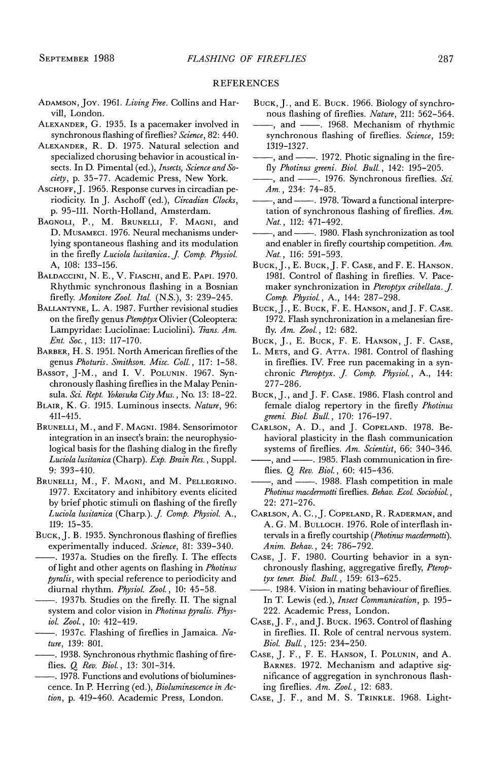## REFERENCES

Adamson, Joy. 1961. *Living Free*. Collins and Harvill, London.

Alexander, G. 1935. Is a pacemaker involved in synchronous flashing of fireflies? *Science*, 82: 440.

Alexander, R. D. 1975. Natural selection and specialized chorusing behavior in acoustical insects. In D. Pimental (ed.), *Insects, Science and Society*, p. 35–77. Academic Press, New York.

Aschoff, J. 1965. Response curves in circadian periodicity. In J. Aschoff (ed.), *Circadian Clocks*, p. 95–111. North-Holland, Amsterdam.

Bagnoli, P., M. Brunelli, F. Magni, and D. Musameci. 1976. Neural mechanisms underlying spontaneous flashing and its modulation in the firefly *Luciola lusitanica*. *J. Comp. Physiol.* A, 108: 133–156.

Baldaccini, N. E., V. Fiaschi, and E. Papi. 1970. Rhythmic synchronous flashing in a Bosnian firefly. *Monitore Zool. Ital.* (N.S.), 3: 239–245.

Ballantyne, L. A. 1987. Further revisional studies on the firefly genus *Pteroptyx* Olivier (Coleoptera: Lampyridae: Luciolinae: Luciolini). *Trans. Am. Ent. Soc.*, 113: 117–170.

Barber, H. S. 1951. North American fireflies of the genus *Photuris*. *Smithson. Misc. Coll.*, 117: 1–58.

Bassot, J-M., and I. V. Polunin. 1967. Synchronously flashing fireflies in the Malay Peninsula. *Sci. Rept. Yokosuka City Mus.*, No. 13: 18–22.

Blair, K. G. 1915. Luminous insects. *Nature*, 96: 411–415.

Brunelli, M., and F. Magni. 1984. Sensorimotor integration in an insect's brain: the neurophysiological basis for the flashing dialog in the firefly *Luciola lusitanica* (Charp). *Exp. Brain Res.*, Suppl. 9: 393–410.

Brunelli, M., F. Magni, and M. Pellegrino. 1977. Excitatory and inhibitory events elicited by brief photic stimuli on flashing of the firefly *Luciola lusitanica* (Charp.). *J. Comp. Physiol.* A., 119: 15–35.

Buck, J. B. 1935. Synchronous flashing of fireflies experimentally induced. *Science*, 81: 339–340.

——. 1937a. Studies on the firefly. I. The effects of light and other agents on flashing in *Photinus pyralis*, with special reference to periodicity and diurnal rhythm. *Physiol. Zool.*, 10: 45–58.

——. 1937b. Studies on the firefly. II. The signal system and color vision in *Photinus pyralis*. *Physiol. Zool.*, 10: 412–419.

——. 1937c. Flashing of fireflies in Jamaica. *Nature*, 139: 801.

——. 1938. Synchronous rhythmic flashing of fireflies. *Q. Rev. Biol.*, 13: 301–314.

——. 1978. Functions and evolutions of bioluminescence. In P. Herring (ed.), *Bioluminescence in Action*, p. 419–460. Academic Press, London.

Buck, J., and E. Buck. 1966. Biology of synchronous flashing of fireflies. *Nature*, 211: 562–564.

——, and ——. 1968. Mechanism of rhythmic synchronous flashing of fireflies. *Science*, 159: 1319–1327.

——, and ——. 1972. Photic signaling in the firefly *Photinus greeni*. *Biol. Bull.*, 142: 195–205.

——, and ——. 1976. Synchronous fireflies. *Sci. Am.*, 234: 74–85.

——, and ——. 1978. Toward a functional interpretation of synchronous flashing of fireflies. *Am. Nat.*, 112: 471–492.

——, and ——. 1980. Flash synchronization as tool and enabler in firefly courtship competition. *Am. Nat.*, 116: 591–593.

Buck, J., E. Buck, J. F. Case, and F. E. Hanson. 1981. Control of flashing in fireflies. V. Pacemaker synchronization in *Pteroptyx cribellata*. *J. Comp. Physiol.*, A., 144: 287–298.

Buck, J., E. Buck, F. E. Hanson, and J. F. Case. 1972. Flash synchronization in a melanesian firefly. *Am. Zool.*, 12: 682.

Buck, J., E. Buck, F. E. Hanson, J. F. Case, L. Mets, and G. Atta. 1981. Control of flashing in fireflies. IV. Free run pacemaking in a synchronic *Pteroptyx*. *J. Comp. Physiol.*, A., 144: 277–286.

Buck, J., and J. F. Case. 1986. Flash control and female dialog repertory in the firefly *Photinus greeni*. *Biol. Bull.*, 170: 176–197.

Carlson, A. D., and J. Copeland. 1978. Behavioral plasticity in the flash communication systems of fireflies. *Am. Scientist*, 66: 340–346.

——, and ——. 1985. Flash communication in fireflies. *Q. Rev. Biol.*, 60: 415–436.

——, and ——. 1988. Flash competition in male *Photinus macdermotti* fireflies. *Behav. Ecol. Sociobiol.*, 22: 271–276.

Carlson, A. C., J. Copeland, R. Raderman, and A. G. M. Bulloch. 1976. Role of interflash intervals in a firefly courtship (*Photinus macdermotti*). *Anim. Behav.*, 24: 786–792.

Case, J. F. 1980. Courting behavior in a synchronously flashing, aggregative firefly, *Pteroptyx tener*. *Biol. Bull.*, 159: 613–625.

——. 1984. Vision in mating behaviour of fireflies. In T. Lewis (ed.), *Insect Communication*, p. 195–222. Academic Press, London.

Case, J. F., and J. Buck. 1963. Control of flashing in fireflies. II. Role of central nervous system. *Biol. Bull.*, 125: 234–250.

Case, J. F., F. E. Hanson, I. Polunin, and A. Barnes. 1972. Mechanism and adaptive significance of aggregation in synchronous flashing fireflies. *Am. Zool.*, 12: 683.

Case, J. F., and M. S. Trinkle. 1968. Light-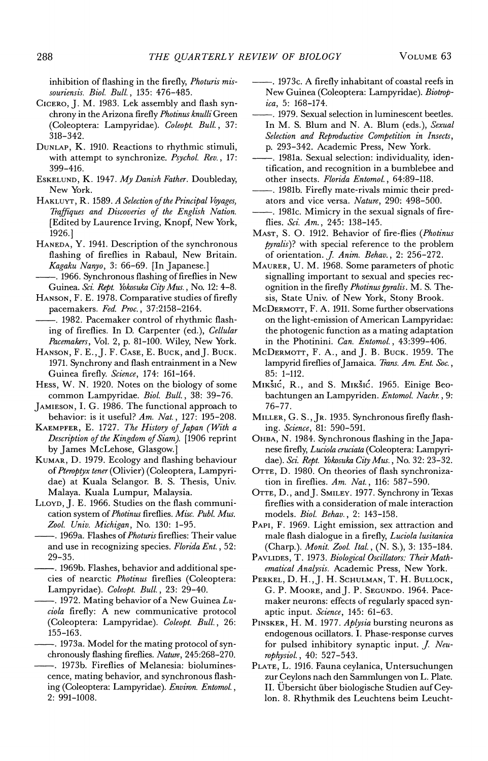inhibition of flashing in the firefly, *Photuris missouriensis*. *Biol. Bull.*, 135: 476-485.

CICERO, J. M. 1983. Lek assembly and flash synchrony in the Arizona firefly *Photinus knulli* Green (Coleoptera: Lampyridae). *Coleopt. Bull.*, 37: 318-342.

DUNLAP, K. 1910. Reactions to rhythmic stimuli, with attempt to synchronize. *Psychol. Rev.*, 17: 399-416.

ESKELUND, K. 1947. *My Danish Father*. Doubleday, New York.

HAKLUYT, R. 1589. *A Selection of the Principal Voyages, Traffiques and Discoveries of the English Nation.* [Edited by Laurence Irving, Knopf, New York, 1926.]

HANEDA, Y. 1941. Description of the synchronous flashing of fireflies in Rabaul, New Britain. *Kagaku Nanyo*, 3: 66-69. [In Japanese.]

——. 1966. Synchronous flashing of fireflies in New Guinea. *Sci. Rept. Yokosuka City Mus.*, No. 12: 4-8.

HANSON, F. E. 1978. Comparative studies of firefly pacemakers. *Fed. Proc.*, 37:2158-2164.

——. 1982. Pacemaker control of rhythmic flashing of fireflies. In D. Carpenter (ed.), *Cellular Pacemakers*, Vol. 2, p. 81-100. Wiley, New York.

HANSON, F. E., J. F. CASE, E. BUCK, and J. BUCK. 1971. Synchrony and flash entrainment in a New Guinea firefly. *Science*, 174: 161-164.

HESS, W. N. 1920. Notes on the biology of some common Lampyridae. *Biol. Bull.*, 38: 39-76.

JAMIESON, I. G. 1986. The functional approach to behavior: is it useful? *Am. Nat.*, 127: 195-208.

KAEMPFER, E. 1727. *The History of Japan (With a Description of the Kingdom of Siam).* [1906 reprint by James McLehose, Glasgow.]

KUMAR, D. 1979. Ecology and flashing behaviour of *Pteroptyx tener* (Olivier) (Coleoptera, Lampyridae) at Kuala Selangor. B. S. Thesis, Univ. Malaya. Kuala Lumpur, Malaysia.

LLOYD, J. E. 1966. Studies on the flash communication system of *Photinus* fireflies. *Misc. Publ. Mus. Zool. Univ. Michigan*, No. 130: 1-95.

——. 1969a. Flashes of *Photuris* fireflies: Their value and use in recognizing species. *Florida Ent.*, 52: 29-35.

——. 1969b. Flashes, behavior and additional species of nearctic *Photinus* fireflies (Coleoptera: Lampyridae). *Coleopt. Bull.*, 23: 29-40.

——. 1972. Mating behavior of a New Guinea *Luciola* firefly: A new communicative protocol (Coleoptera: Lampyridae). *Coleopt. Bull.*, 26: 155-163.

——. 1973a. Model for the mating protocol of synchronously flashing fireflies. *Nature*, 245:268-270.

——. 1973b. Fireflies of Melanesia: bioluminescence, mating behavior, and synchronous flashing (Coleoptera: Lampyridae). *Environ. Entomol.*, 2: 991-1008.

——. 1973c. A firefly inhabitant of coastal reefs in New Guinea (Coleoptera: Lampyridae). *Biotropica*, 5: 168-174.

——. 1979. Sexual selection in luminescent beetles. In M. S. Blum and N. A. Blum (eds.), *Sexual Selection and Reproductive Competition in Insects*, p. 293-342. Academic Press, New York.

——. 1981a. Sexual selection: individuality, identification, and recognition in a bumblebee and other insects. *Florida Entomol.*, 64:89-118.

——. 1981b. Firefly mate-rivals mimic their predators and vice versa. *Nature*, 290: 498-500.

——. 1981c. Mimicry in the sexual signals of fireflies. *Sci. Am.*, 245: 138-145.

MAST, S. O. 1912. Behavior of fire-flies (*Photinus pyralis*)? with special reference to the problem of orientation. *J. Anim. Behav.*, 2: 256-272.

MAURER, U. M. 1968. Some parameters of photic signalling important to sexual and species recognition in the firefly *Photinus pyralis*. M. S. Thesis, State Univ. of New York, Stony Brook.

MCDERMOTT, F. A. 1911. Some further observations on the light-emission of American Lampyridae: the photogenic function as a mating adaptation in the Photinini. *Can. Entomol.*, 43:399-406.

MCDERMOTT, F. A., and J. B. BUCK. 1959. The lampyrid fireflies of Jamaica. *Trans. Am. Ent. Soc.*, 85: 1-112.

MIKŠIĆ, R., and S. MIKŠIĆ. 1965. Einige Beobachtungen an Lampyriden. *Entomol. Nachr.*, 9: 76-77.

MILLER, G. S., JR. 1935. Synchronous firefly flashing. *Science*, 81: 590-591.

OHBA, N. 1984. Synchronous flashing in the Japanese firefly, *Luciola cruciata* (Coleoptera: Lampyridae). *Sci. Rept. Yokosuka City Mus.*, No. 32: 23-32.

OTTE, D. 1980. On theories of flash synchronization in fireflies. *Am. Nat.*, 116: 587-590.

OTTE, D., and J. SMILEY. 1977. Synchrony in Texas fireflies with a consideration of male interaction models. *Biol. Behav.*, 2: 143-158.

PAPI, F. 1969. Light emission, sex attraction and male flash dialogue in a firefly, *Luciola lusitanica* (Charp.). *Monit. Zool. Ital.*, (N. S.), 3: 135-184.

PAVLIDES, T. 1973. *Biological Oscillators: Their Mathematical Analysis.* Academic Press, New York.

PERKEL, D. H., J. H. SCHULMAN, T. H. BULLOCK, G. P. MOORE, and J. P. SEGUNDO. 1964. Pacemaker neurons: effects of regularly spaced synaptic input. *Science*, 145: 61-63.

PINSKER, H. M. 1977. *Aplysia* bursting neurons as endogenous oscillators. I. Phase-response curves for pulsed inhibitory synaptic input. *J. Neurophysiol.*, 40: 527-543.

PLATE, L. 1916. Fauna ceylanica, Untersuchungen zur Ceylons nach den Sammlungen von L. Plate. II. Übersicht über biologische Studien auf Ceylon. 8. Rhythmik des Leuchtens beim Leucht-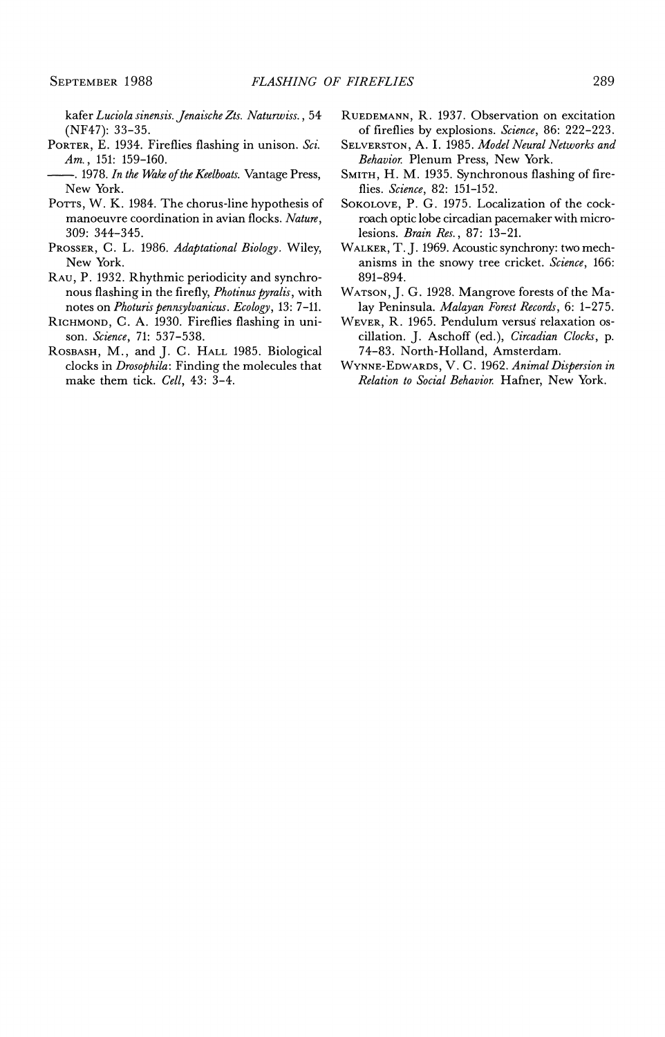kafer *Luciola sinensis*. *Jenaische Zts. Naturwiss.*, 54 (NF47): 33–35.

PORTER, E. 1934. Fireflies flashing in unison. *Sci. Am.*, 151: 159–160.

——. 1978. *In the Wake of the Keelboats*. Vantage Press, New York.

POTTS, W. K. 1984. The chorus-line hypothesis of manoeuvre coordination in avian flocks. *Nature*, 309: 344–345.

PROSSER, C. L. 1986. *Adaptational Biology*. Wiley, New York.

RAU, P. 1932. Rhythmic periodicity and synchronous flashing in the firefly, *Photinus pyralis*, with notes on *Photuris pennsylvanicus*. *Ecology*, 13: 7–11.

RICHMOND, C. A. 1930. Fireflies flashing in unison. *Science*, 71: 537–538.

ROSBASH, M., and J. C. HALL 1985. Biological clocks in *Drosophila*: Finding the molecules that make them tick. *Cell*, 43: 3–4.

RUEDEMANN, R. 1937. Observation on excitation of fireflies by explosions. *Science*, 86: 222–223.

SELVERSTON, A. I. 1985. *Model Neural Networks and Behavior*. Plenum Press, New York.

SMITH, H. M. 1935. Synchronous flashing of fireflies. *Science*, 82: 151–152.

SOKOLOVE, P. G. 1975. Localization of the cockroach optic lobe circadian pacemaker with microlesions. *Brain Res.*, 87: 13–21.

WALKER, T. J. 1969. Acoustic synchrony: two mechanisms in the snowy tree cricket. *Science*, 166: 891–894.

WATSON, J. G. 1928. Mangrove forests of the Malay Peninsula. *Malayan Forest Records*, 6: 1–275.

WEVER, R. 1965. Pendulum versus relaxation oscillation. J. Aschoff (ed.), *Circadian Clocks*, p. 74–83. North-Holland, Amsterdam.

WYNNE-EDWARDS, V. C. 1962. *Animal Dispersion in Relation to Social Behavior*. Hafner, New York.